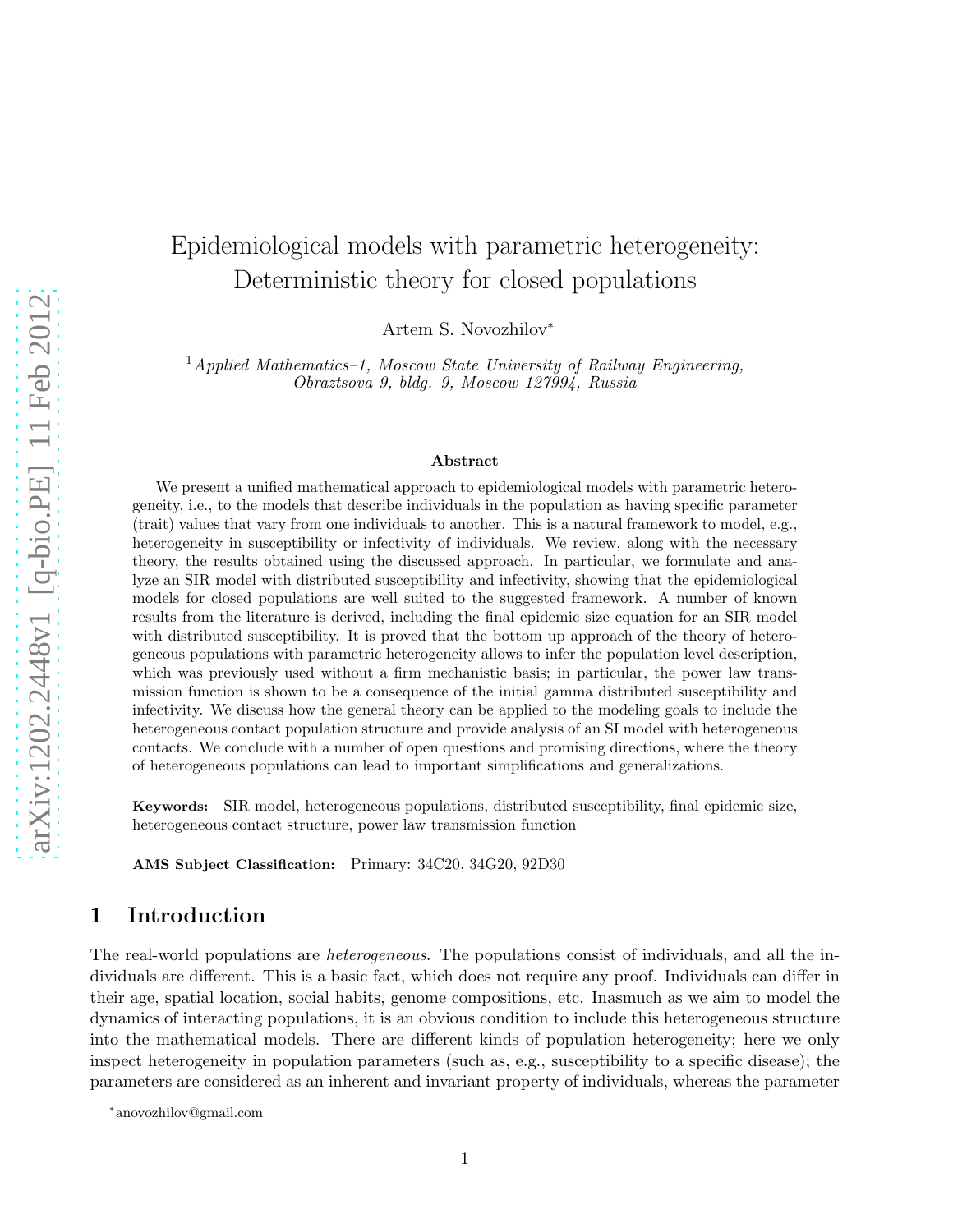# Epidemiological models with parametric heterogeneity: Deterministic theory for closed populations

Artem S. Novozhilov*

[1] *Applied Mathematics–1, Moscow State University of Railway Engineering, Obraztsova 9, bldg. 9, Moscow 127994, Russia*

### Abstract

We present a unified mathematical approach to epidemiological models with parametric heterogeneity, i.e., to the models that describe individuals in the population as having specific parameter (trait) values that vary from one individuals to another. This is a natural framework to model, e.g., heterogeneity in susceptibility or infectivity of individuals. We review, along with the necessary theory, the results obtained using the discussed approach. In particular, we formulate and analyze an SIR model with distributed susceptibility and infectivity, showing that the epidemiological models for closed populations are well suited to the suggested framework. A number of known results from the literature is derived, including the final epidemic size equation for an SIR model with distributed susceptibility. It is proved that the bottom up approach of the theory of heterogeneous populations with parametric heterogeneity allows to infer the population level description, which was previously used without a firm mechanistic basis; in particular, the power law transmission function is shown to be a consequence of the initial gamma distributed susceptibility and infectivity. We discuss how the general theory can be applied to the modeling goals to include the heterogeneous contact population structure and provide analysis of an SI model with heterogeneous contacts. We conclude with a number of open questions and promising directions, where the theory of heterogeneous populations can lead to important simplifications and generalizations.

**Keywords:** SIR model, heterogeneous populations, distributed susceptibility, final epidemic size, heterogeneous contact structure, power law transmission function

**AMS Subject Classification:** Primary: 34C20, 34G20, 92D30

## 1 Introduction

The real-world populations are *heterogeneous*. The populations consist of individuals, and all the individuals are different. This is a basic fact, which does not require any proof. Individuals can differ in their age, spatial location, social habits, genome compositions, etc. Inasmuch as we aim to model the dynamics of interacting populations, it is an obvious condition to include this heterogeneous structure into the mathematical models. There are different kinds of population heterogeneity; here we only inspect heterogeneity in population parameters (such as, e.g., susceptibility to a specific disease); the parameters are considered as an inherent and invariant property of individuals, whereas the parameter

---

*anovozhilov@gmail.com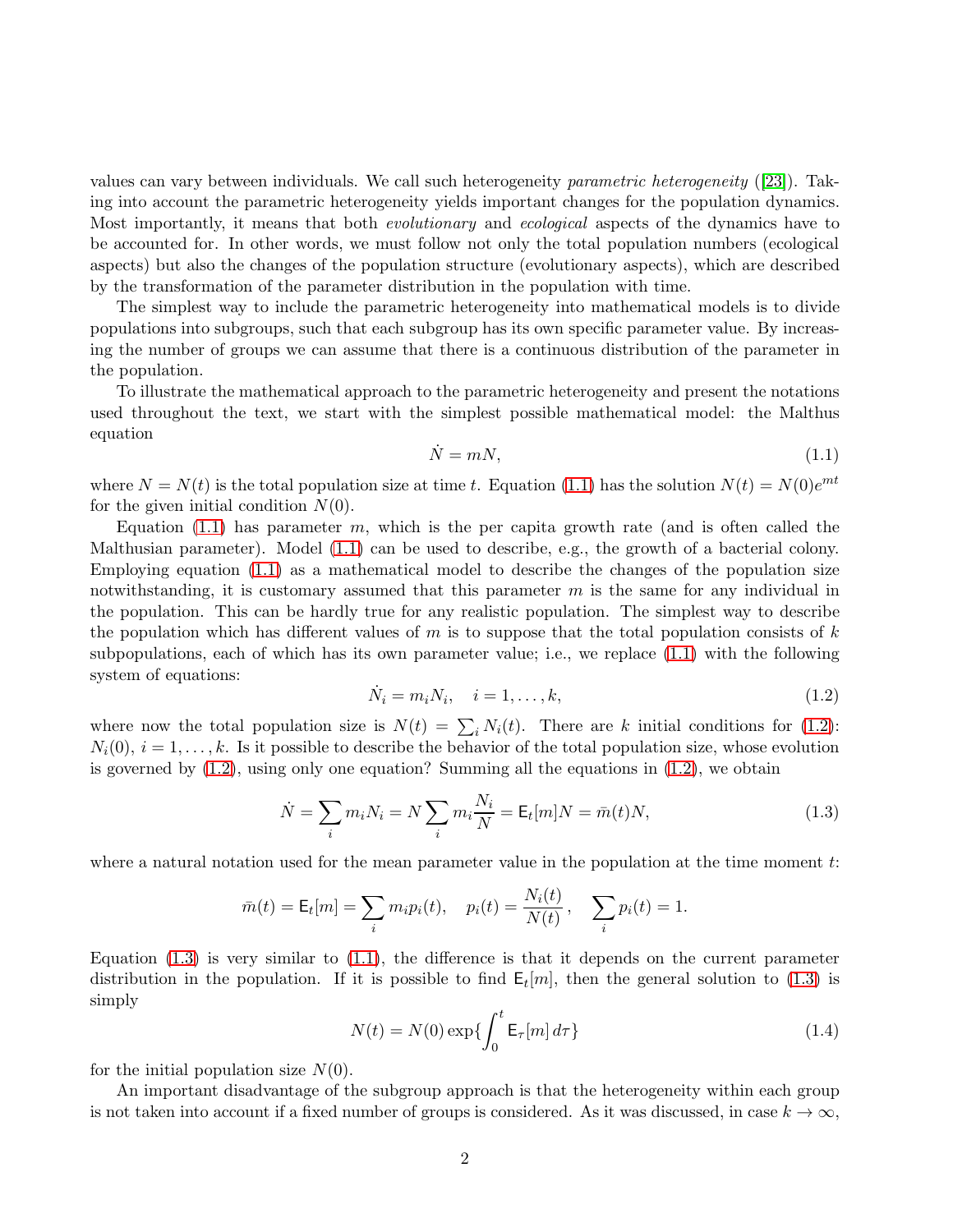values can vary between individuals. We call such heterogeneity *parametric heterogeneity* ([23]). Taking into account the parametric heterogeneity yields important changes for the population dynamics. Most importantly, it means that both *evolutionary* and *ecological* aspects of the dynamics have to be accounted for. In other words, we must follow not only the total population numbers (ecological aspects) but also the changes of the population structure (evolutionary aspects), which are described by the transformation of the parameter distribution in the population with time.

The simplest way to include the parametric heterogeneity into mathematical models is to divide populations into subgroups, such that each subgroup has its own specific parameter value. By increasing the number of groups we can assume that there is a continuous distribution of the parameter in the population.

To illustrate the mathematical approach to the parametric heterogeneity and present the notations used throughout the text, we start with the simplest possible mathematical model: the Malthus equation

$$\dot{N} = mN, \tag{1.1}$$

where $N = N(t)$ is the total population size at time $t$. Equation (1.1) has the solution $N(t) = N(0)e^{mt}$ for the given initial condition $N(0)$.

Equation (1.1) has parameter $m$, which is the per capita growth rate (and is often called the Malthusian parameter). Model (1.1) can be used to describe, e.g., the growth of a bacterial colony. Employing equation (1.1) as a mathematical model to describe the changes of the population size notwithstanding, it is customary assumed that this parameter $m$ is the same for any individual in the population. This can be hardly true for any realistic population. The simplest way to describe the population which has different values of $m$ is to suppose that the total population consists of $k$ subpopulations, each of which has its own parameter value; i.e., we replace (1.1) with the following system of equations:

$$\dot{N}_i = m_i N_i, \quad i = 1, \dots, k, \tag{1.2}$$

where now the total population size is $N(t) = \sum_i N_i(t)$. There are $k$ initial conditions for (1.2): $N_i(0)$, $i = 1, \dots, k$. Is it possible to describe the behavior of the total population size, whose evolution is governed by (1.2), using only one equation? Summing all the equations in (1.2), we obtain

$$\dot{N} = \sum_i m_i N_i = N \sum_i m_i \frac{N_i}{N} = \mathsf{E}_t[m]N = \bar{m}(t)N, \tag{1.3}$$

where a natural notation used for the mean parameter value in the population at the time moment $t$:

$$\bar{m}(t) = \mathsf{E}_t[m] = \sum_i m_i p_i(t), \quad p_i(t) = \frac{N_i(t)}{N(t)}, \quad \sum_i p_i(t) = 1.$$

Equation (1.3) is very similar to (1.1), the difference is that it depends on the current parameter distribution in the population. If it is possible to find $\mathsf{E}_t[m]$, then the general solution to (1.3) is simply

$$N(t) = N(0) \exp\{\int_0^t \mathsf{E}_\tau[m]\, d\tau\} \tag{1.4}$$

for the initial population size $N(0)$.

An important disadvantage of the subgroup approach is that the heterogeneity within each group is not taken into account if a fixed number of groups is considered. As it was discussed, in case $k \to \infty$,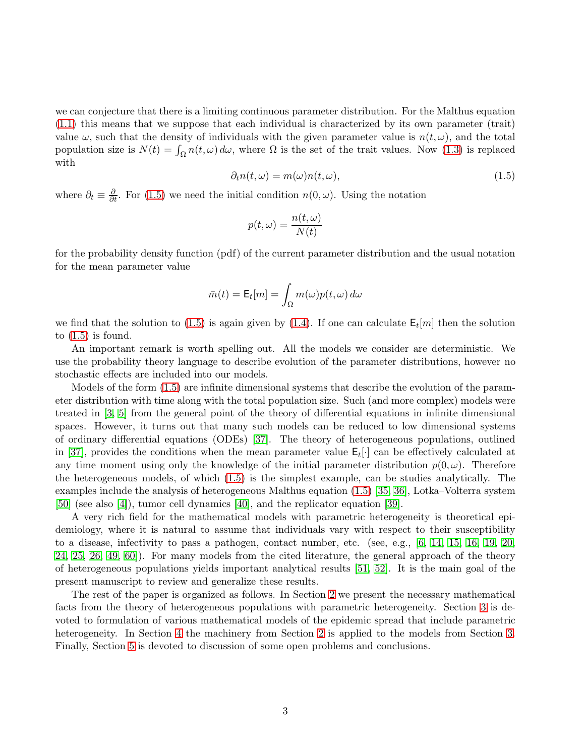we can conjecture that there is a limiting continuous parameter distribution. For the Malthus equation (1.1) this means that we suppose that each individual is characterized by its own parameter (trait) value $\omega$, such that the density of individuals with the given parameter value is $n(t, \omega)$, and the total population size is $N(t) = \int_\Omega n(t, \omega)\, d\omega$, where $\Omega$ is the set of the trait values. Now (1.3) is replaced with

$$\partial_t n(t, \omega) = m(\omega) n(t, \omega), \tag{1.5}$$

where $\partial_t \equiv \frac{\partial}{\partial t}$. For (1.5) we need the initial condition $n(0, \omega)$. Using the notation

$$p(t, \omega) = \frac{n(t, \omega)}{N(t)}$$

for the probability density function (pdf) of the current parameter distribution and the usual notation for the mean parameter value

$$\bar{m}(t) = \mathsf{E}_t[m] = \int_\Omega m(\omega) p(t, \omega)\, d\omega$$

we find that the solution to (1.5) is again given by (1.4). If one can calculate $\mathsf{E}_t[m]$ then the solution to (1.5) is found.

An important remark is worth spelling out. All the models we consider are deterministic. We use the probability theory language to describe evolution of the parameter distributions, however no stochastic effects are included into our models.

Models of the form (1.5) are infinite dimensional systems that describe the evolution of the parameter distribution with time along with the total population size. Such (and more complex) models were treated in [3, 5] from the general point of the theory of differential equations in infinite dimensional spaces. However, it turns out that many such models can be reduced to low dimensional systems of ordinary differential equations (ODEs) [37]. The theory of heterogeneous populations, outlined in [37], provides the conditions when the mean parameter value $\mathsf{E}_t[\cdot]$ can be effectively calculated at any time moment using only the knowledge of the initial parameter distribution $p(0, \omega)$. Therefore the heterogeneous models, of which (1.5) is the simplest example, can be studies analytically. The examples include the analysis of heterogeneous Malthus equation (1.5) [35, 36], Lotka–Volterra system [50] (see also [4]), tumor cell dynamics [40], and the replicator equation [39].

A very rich field for the mathematical models with parametric heterogeneity is theoretical epidemiology, where it is natural to assume that individuals vary with respect to their susceptibility to a disease, infectivity to pass a pathogen, contact number, etc. (see, e.g., [6, 14, 15, 16, 19, 20, 24, 25, 26, 49, 60]). For many models from the cited literature, the general approach of the theory of heterogeneous populations yields important analytical results [51, 52]. It is the main goal of the present manuscript to review and generalize these results.

The rest of the paper is organized as follows. In Section 2 we present the necessary mathematical facts from the theory of heterogeneous populations with parametric heterogeneity. Section 3 is devoted to formulation of various mathematical models of the epidemic spread that include parametric heterogeneity. In Section 4 the machinery from Section 2 is applied to the models from Section 3. Finally, Section 5 is devoted to discussion of some open problems and conclusions.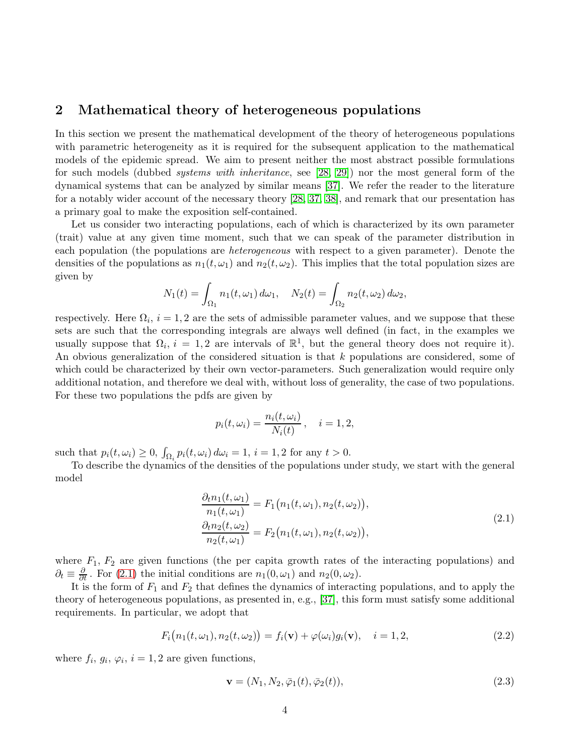## 2 Mathematical theory of heterogeneous populations

In this section we present the mathematical development of the theory of heterogeneous populations with parametric heterogeneity as it is required for the subsequent application to the mathematical models of the epidemic spread. We aim to present neither the most abstract possible formulations for such models (dubbed *systems with inheritance*, see [28, 29]) nor the most general form of the dynamical systems that can be analyzed by similar means [37]. We refer the reader to the literature for a notably wider account of the necessary theory [28, 37, 38], and remark that our presentation has a primary goal to make the exposition self-contained.

Let us consider two interacting populations, each of which is characterized by its own parameter (trait) value at any given time moment, such that we can speak of the parameter distribution in each population (the populations are *heterogeneous* with respect to a given parameter). Denote the densities of the populations as $n_1(t,\omega_1)$ and $n_2(t,\omega_2)$. This implies that the total population sizes are given by

$$N_1(t)=\int_{\Omega_1} n_1(t,\omega_1)\,d\omega_1,\quad N_2(t)=\int_{\Omega_2} n_2(t,\omega_2)\,d\omega_2,$$

respectively. Here $\Omega_i$, $i=1,2$ are the sets of admissible parameter values, and we suppose that these sets are such that the corresponding integrals are always well defined (in fact, in the examples we usually suppose that $\Omega_i$, $i=1,2$ are intervals of $\mathbb{R}^1$, but the general theory does not require it). An obvious generalization of the considered situation is that $k$ populations are considered, some of which could be characterized by their own vector-parameters. Such generalization would require only additional notation, and therefore we deal with, without loss of generality, the case of two populations. For these two populations the pdfs are given by

$$p_i(t,\omega_i)=\frac{n_i(t,\omega_i)}{N_i(t)}\,,\quad i=1,2,$$

such that $p_i(t,\omega_i)\geq 0$, $\int_{\Omega_i} p_i(t,\omega_i)\,d\omega_i=1$, $i=1,2$ for any $t>0$.

To describe the dynamics of the densities of the populations under study, we start with the general model

$$\begin{aligned}\frac{\partial_t n_1(t,\omega_1)}{n_1(t,\omega_1)}&=F_1\big(n_1(t,\omega_1),n_2(t,\omega_2)\big),\\ \frac{\partial_t n_2(t,\omega_2)}{n_2(t,\omega_1)}&=F_2\big(n_1(t,\omega_1),n_2(t,\omega_2)\big),\end{aligned}\tag{2.1}$$

where $F_1$, $F_2$ are given functions (the per capita growth rates of the interacting populations) and $\partial_t\equiv\frac{\partial}{\partial t}$. For (2.1) the initial conditions are $n_1(0,\omega_1)$ and $n_2(0,\omega_2)$.

It is the form of $F_1$ and $F_2$ that defines the dynamics of interacting populations, and to apply the theory of heterogeneous populations, as presented in, e.g., [37], this form must satisfy some additional requirements. In particular, we adopt that

$$F_i\big(n_1(t,\omega_1),n_2(t,\omega_2)\big)=f_i(\mathbf{v})+\varphi(\omega_i)g_i(\mathbf{v}),\quad i=1,2,\tag{2.2}$$

where $f_i$, $g_i$, $\varphi_i$, $i=1,2$ are given functions,

$$\mathbf{v}=(N_1,N_2,\bar{\varphi}_1(t),\bar{\varphi}_2(t)),\tag{2.3}$$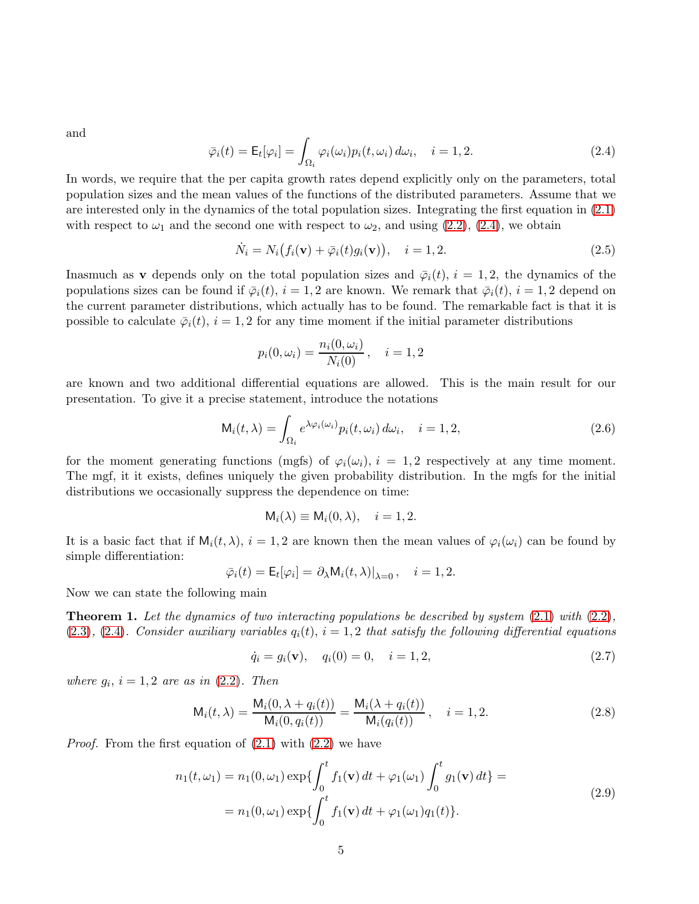and

$$\bar{\varphi}_i(t) = \mathsf{E}_t[\varphi_i] = \int_{\Omega_i} \varphi_i(\omega_i) p_i(t, \omega_i)\, d\omega_i, \quad i = 1, 2. \tag{2.4}$$

In words, we require that the per capita growth rates depend explicitly only on the parameters, total population sizes and the mean values of the functions of the distributed parameters. Assume that we are interested only in the dynamics of the total population sizes. Integrating the first equation in (2.1) with respect to $\omega_1$ and the second one with respect to $\omega_2$, and using (2.2), (2.4), we obtain

$$\dot{N}_i = N_i\big(f_i(\mathbf{v}) + \bar{\varphi}_i(t) g_i(\mathbf{v})\big), \quad i = 1, 2. \tag{2.5}$$

Inasmuch as $\mathbf{v}$ depends only on the total population sizes and $\bar{\varphi}_i(t)$, $i = 1, 2$, the dynamics of the populations sizes can be found if $\bar{\varphi}_i(t)$, $i = 1, 2$ are known. We remark that $\bar{\varphi}_i(t)$, $i = 1, 2$ depend on the current parameter distributions, which actually has to be found. The remarkable fact is that it is possible to calculate $\bar{\varphi}_i(t)$, $i = 1, 2$ for any time moment if the initial parameter distributions

$$p_i(0, \omega_i) = \frac{n_i(0, \omega_i)}{N_i(0)}\,, \quad i = 1, 2$$

are known and two additional differential equations are allowed. This is the main result for our presentation. To give it a precise statement, introduce the notations

$$\mathsf{M}_i(t, \lambda) = \int_{\Omega_i} e^{\lambda \varphi_i(\omega_i)} p_i(t, \omega_i)\, d\omega_i, \quad i = 1, 2, \tag{2.6}$$

for the moment generating functions (mgfs) of $\varphi_i(\omega_i)$, $i = 1, 2$ respectively at any time moment. The mgf, it it exists, defines uniquely the given probability distribution. In the mgfs for the initial distributions we occasionally suppress the dependence on time:

$$\mathsf{M}_i(\lambda) \equiv \mathsf{M}_i(0, \lambda), \quad i = 1, 2.$$

It is a basic fact that if $\mathsf{M}_i(t, \lambda)$, $i = 1, 2$ are known then the mean values of $\varphi_i(\omega_i)$ can be found by simple differentiation:

$$\bar{\varphi}_i(t) = \mathsf{E}_t[\varphi_i] = \partial_\lambda \mathsf{M}_i(t, \lambda)|_{\lambda=0}\,, \quad i = 1, 2.$$

Now we can state the following main

**Theorem 1.** *Let the dynamics of two interacting populations be described by system (2.1) with (2.2), (2.3), (2.4). Consider auxiliary variables $q_i(t)$, $i = 1, 2$ that satisfy the following differential equations*

$$\dot{q}_i = g_i(\mathbf{v}), \quad q_i(0) = 0, \quad i = 1, 2, \tag{2.7}$$

*where $g_i$, $i = 1, 2$ are as in (2.2). Then*

$$\mathsf{M}_i(t, \lambda) = \frac{\mathsf{M}_i(0, \lambda + q_i(t))}{\mathsf{M}_i(0, q_i(t))} = \frac{\mathsf{M}_i(\lambda + q_i(t))}{\mathsf{M}_i(q_i(t))}\,, \quad i = 1, 2. \tag{2.8}$$

*Proof.* From the first equation of (2.1) with (2.2) we have

$$\begin{aligned} n_1(t, \omega_1) &= n_1(0, \omega_1) \exp\{\int_0^t f_1(\mathbf{v})\, dt + \varphi_1(\omega_1) \int_0^t g_1(\mathbf{v})\, dt\} = \\ &= n_1(0, \omega_1) \exp\{\int_0^t f_1(\mathbf{v})\, dt + \varphi_1(\omega_1) q_1(t)\}. \end{aligned} \tag{2.9}$$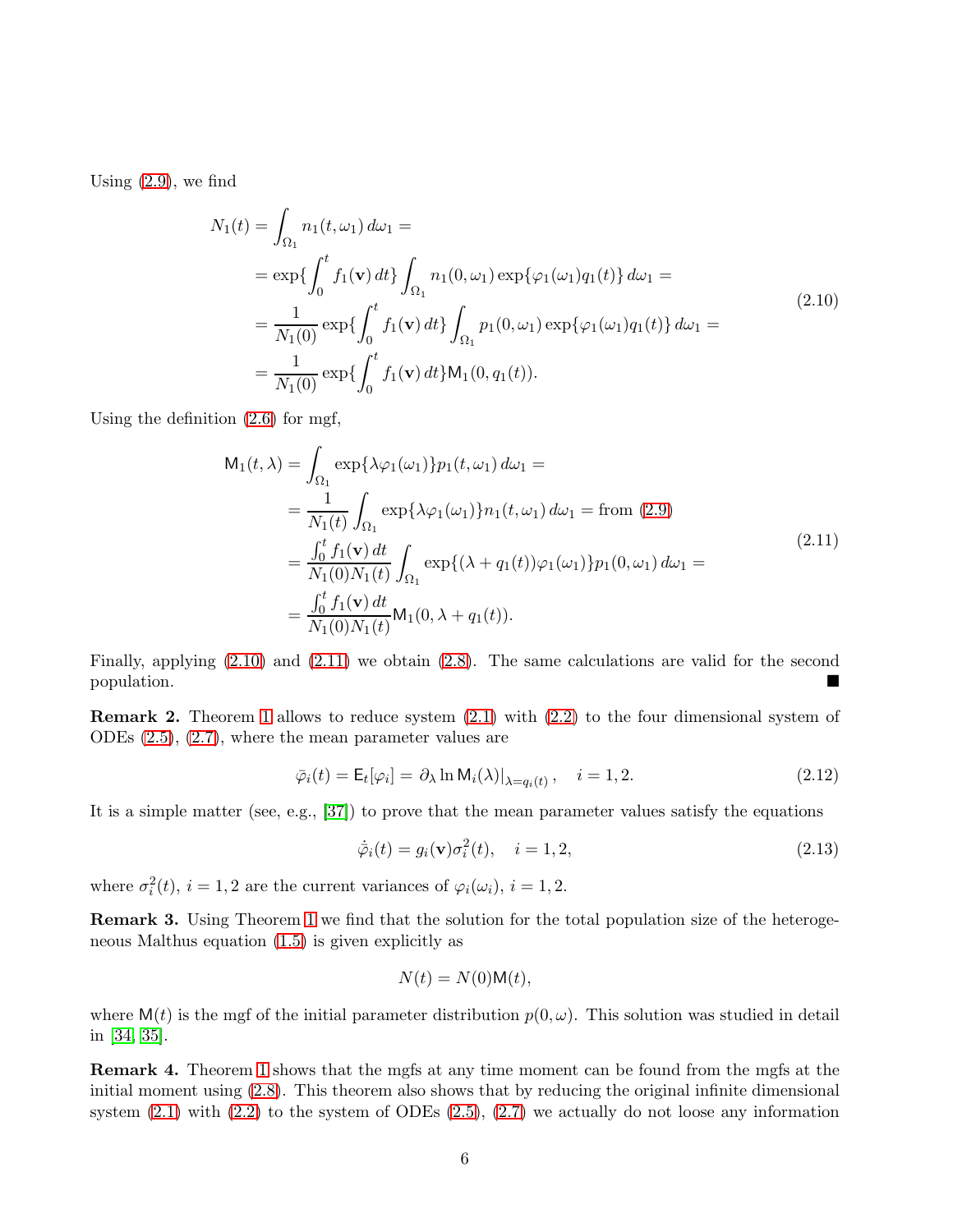Using (2.9), we find

$$
\begin{aligned}
N_1(t) &= \int_{\Omega_1} n_1(t, \omega_1)\, d\omega_1 = \\
&= \exp\{\int_0^t f_1(\mathbf{v})\, dt\} \int_{\Omega_1} n_1(0, \omega_1) \exp\{\varphi_1(\omega_1) q_1(t)\}\, d\omega_1 = \\
&= \frac{1}{N_1(0)} \exp\{\int_0^t f_1(\mathbf{v})\, dt\} \int_{\Omega_1} p_1(0, \omega_1) \exp\{\varphi_1(\omega_1) q_1(t)\}\, d\omega_1 = \\
&= \frac{1}{N_1(0)} \exp\{\int_0^t f_1(\mathbf{v})\, dt\} \mathsf{M}_1(0, q_1(t)).
\end{aligned}
\tag{2.10}
$$

Using the definition (2.6) for mgf,

$$
\begin{aligned}
\mathsf{M}_1(t, \lambda) &= \int_{\Omega_1} \exp\{\lambda \varphi_1(\omega_1)\} p_1(t, \omega_1)\, d\omega_1 = \\
&= \frac{1}{N_1(t)} \int_{\Omega_1} \exp\{\lambda \varphi_1(\omega_1)\} n_1(t, \omega_1)\, d\omega_1 = \text{from (2.9)} \\
&= \frac{\int_0^t f_1(\mathbf{v})\, dt}{N_1(0) N_1(t)} \int_{\Omega_1} \exp\{(\lambda + q_1(t)) \varphi_1(\omega_1)\} p_1(0, \omega_1)\, d\omega_1 = \\
&= \frac{\int_0^t f_1(\mathbf{v})\, dt}{N_1(0) N_1(t)} \mathsf{M}_1(0, \lambda + q_1(t)).
\end{aligned}
\tag{2.11}
$$

Finally, applying (2.10) and (2.11) we obtain (2.8). The same calculations are valid for the second population. ■

**Remark 2.** Theorem 1 allows to reduce system (2.1) with (2.2) to the four dimensional system of ODEs (2.5), (2.7), where the mean parameter values are

$$
\bar{\varphi}_i(t) = \mathsf{E}_t[\varphi_i] = \partial_\lambda \ln \mathsf{M}_i(\lambda)|_{\lambda = q_i(t)}, \quad i = 1, 2. \tag{2.12}
$$

It is a simple matter (see, e.g., [37]) to prove that the mean parameter values satisfy the equations

$$
\dot{\bar{\varphi}}_i(t) = g_i(\mathbf{v}) \sigma_i^2(t), \quad i = 1, 2, \tag{2.13}
$$

where $\sigma_i^2(t)$, $i = 1, 2$ are the current variances of $\varphi_i(\omega_i)$, $i = 1, 2$.

**Remark 3.** Using Theorem 1 we find that the solution for the total population size of the heterogeneous Malthus equation (1.5) is given explicitly as

$$
N(t) = N(0) \mathsf{M}(t),
$$

where $\mathsf{M}(t)$ is the mgf of the initial parameter distribution $p(0, \omega)$. This solution was studied in detail in [34, 35].

**Remark 4.** Theorem 1 shows that the mgfs at any time moment can be found from the mgfs at the initial moment using (2.8). This theorem also shows that by reducing the original infinite dimensional system (2.1) with (2.2) to the system of ODEs (2.5), (2.7) we actually do not loose any information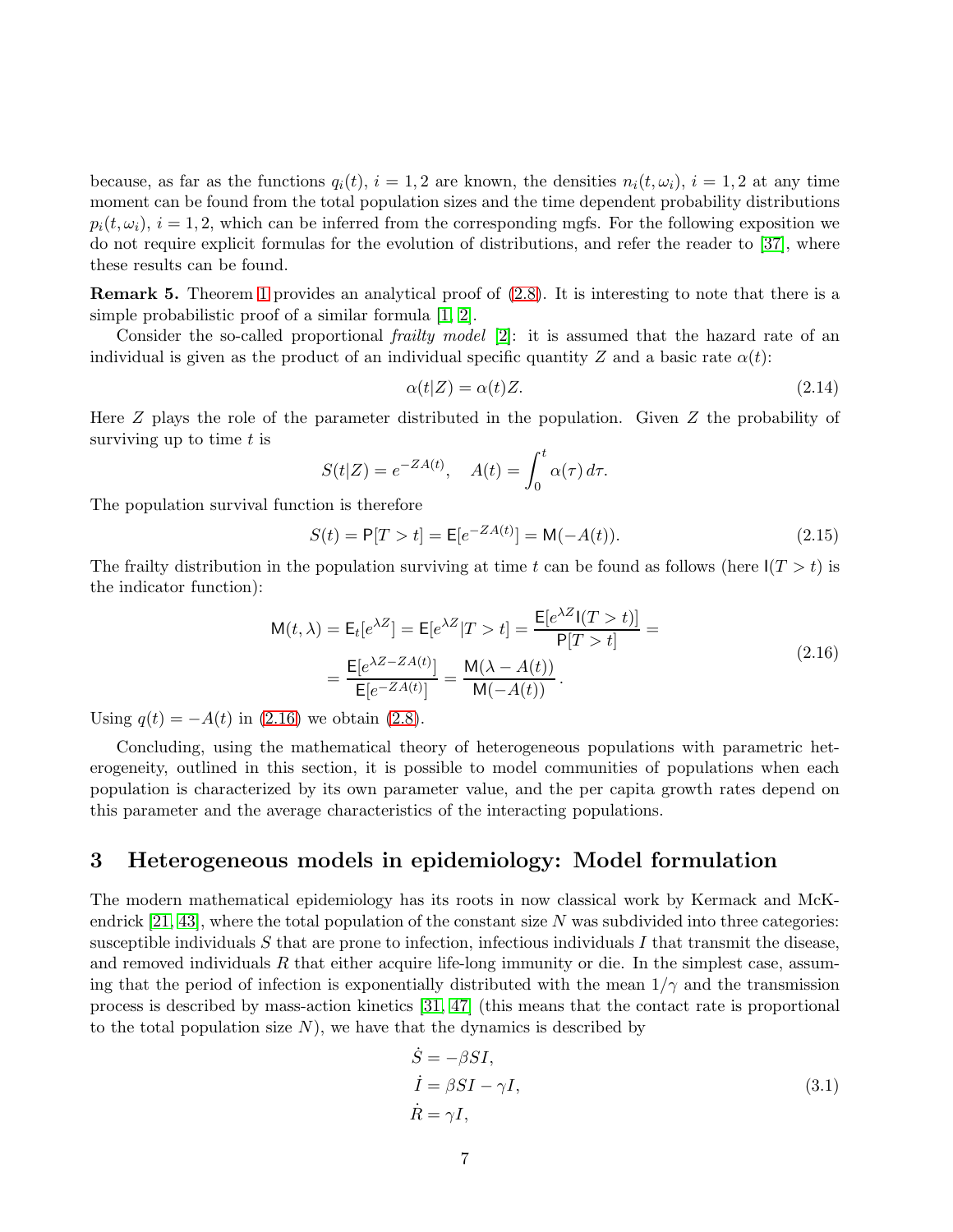because, as far as the functions $q_i(t)$, $i = 1, 2$ are known, the densities $n_i(t, \omega_i)$, $i = 1, 2$ at any time moment can be found from the total population sizes and the time dependent probability distributions $p_i(t, \omega_i)$, $i = 1, 2$, which can be inferred from the corresponding mgfs. For the following exposition we do not require explicit formulas for the evolution of distributions, and refer the reader to [37], where these results can be found.

**Remark 5.** Theorem 1 provides an analytical proof of (2.8). It is interesting to note that there is a simple probabilistic proof of a similar formula [1, 2].

Consider the so-called proportional *frailty model* [2]: it is assumed that the hazard rate of an individual is given as the product of an individual specific quantity $Z$ and a basic rate $\alpha(t)$:

$$\alpha(t|Z) = \alpha(t)Z. \tag{2.14}$$

Here $Z$ plays the role of the parameter distributed in the population. Given $Z$ the probability of surviving up to time $t$ is

$$S(t|Z) = e^{-ZA(t)}, \quad A(t) = \int_0^t \alpha(\tau)\, d\tau.$$

The population survival function is therefore

$$S(t) = \mathsf{P}[T > t] = \mathsf{E}[e^{-ZA(t)}] = \mathsf{M}(-A(t)). \tag{2.15}$$

The frailty distribution in the population surviving at time $t$ can be found as follows (here $\mathsf{I}(T > t)$ is the indicator function):

$$\begin{aligned} \mathsf{M}(t, \lambda) = \mathsf{E}_t[e^{\lambda Z}] = \mathsf{E}[e^{\lambda Z}|T > t] = \frac{\mathsf{E}[e^{\lambda Z}\mathsf{I}(T > t)]}{\mathsf{P}[T > t]} = \\ = \frac{\mathsf{E}[e^{\lambda Z - ZA(t)}]}{\mathsf{E}[e^{-ZA(t)}]} = \frac{\mathsf{M}(\lambda - A(t))}{\mathsf{M}(-A(t))}. \end{aligned} \tag{2.16}$$

Using $q(t) = -A(t)$ in (2.16) we obtain (2.8).

Concluding, using the mathematical theory of heterogeneous populations with parametric heterogeneity, outlined in this section, it is possible to model communities of populations when each population is characterized by its own parameter value, and the per capita growth rates depend on this parameter and the average characteristics of the interacting populations.

# 3 Heterogeneous models in epidemiology: Model formulation

The modern mathematical epidemiology has its roots in now classical work by Kermack and McKendrick [21, 43], where the total population of the constant size $N$ was subdivided into three categories: susceptible individuals $S$ that are prone to infection, infectious individuals $I$ that transmit the disease, and removed individuals $R$ that either acquire life-long immunity or die. In the simplest case, assuming that the period of infection is exponentially distributed with the mean $1/\gamma$ and the transmission process is described by mass-action kinetics [31, 47] (this means that the contact rate is proportional to the total population size $N$), we have that the dynamics is described by

$$\begin{aligned} \dot{S} &= -\beta SI, \\ \dot{I} &= \beta SI - \gamma I, \\ \dot{R} &= \gamma I, \end{aligned} \tag{3.1}$$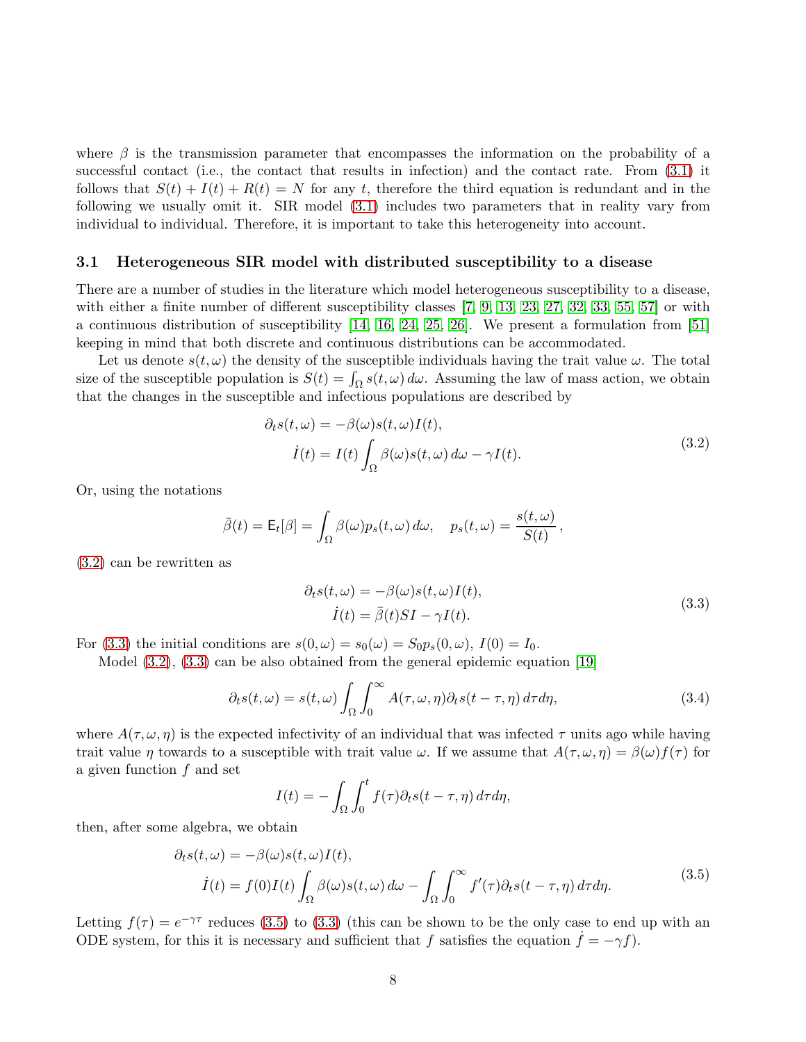where $\beta$ is the transmission parameter that encompasses the information on the probability of a successful contact (i.e., the contact that results in infection) and the contact rate. From (3.1) it follows that $S(t) + I(t) + R(t) = N$ for any $t$, therefore the third equation is redundant and in the following we usually omit it. SIR model (3.1) includes two parameters that in reality vary from individual to individual. Therefore, it is important to take this heterogeneity into account.

### 3.1 Heterogeneous SIR model with distributed susceptibility to a disease

There are a number of studies in the literature which model heterogeneous susceptibility to a disease, with either a finite number of different susceptibility classes [7, 9, 13, 23, 27, 32, 33, 55, 57] or with a continuous distribution of susceptibility [14, 16, 24, 25, 26]. We present a formulation from [51] keeping in mind that both discrete and continuous distributions can be accommodated.

Let us denote $s(t, \omega)$ the density of the susceptible individuals having the trait value $\omega$. The total size of the susceptible population is $S(t) = \int_\Omega s(t, \omega)\, d\omega$. Assuming the law of mass action, we obtain that the changes in the susceptible and infectious populations are described by

$$
\begin{aligned}
\partial_t s(t, \omega) &= -\beta(\omega) s(t, \omega) I(t), \\
\dot{I}(t) &= I(t) \int_\Omega \beta(\omega) s(t, \omega)\, d\omega - \gamma I(t).
\end{aligned}
\tag{3.2}
$$

Or, using the notations

$$
\bar{\beta}(t) = \mathsf{E}_t[\beta] = \int_\Omega \beta(\omega) p_s(t, \omega)\, d\omega, \quad p_s(t, \omega) = \frac{s(t, \omega)}{S(t)},
$$

(3.2) can be rewritten as

$$
\begin{aligned}
\partial_t s(t, \omega) &= -\beta(\omega) s(t, \omega) I(t), \\
\dot{I}(t) &= \bar{\beta}(t) S I - \gamma I(t).
\end{aligned}
\tag{3.3}
$$

For (3.3) the initial conditions are $s(0, \omega) = s_0(\omega) = S_0 p_s(0, \omega)$, $I(0) = I_0$.

Model (3.2), (3.3) can be also obtained from the general epidemic equation [19]

$$
\partial_t s(t, \omega) = s(t, \omega) \int_\Omega \int_0^\infty A(\tau, \omega, \eta) \partial_t s(t - \tau, \eta)\, d\tau d\eta,
\tag{3.4}
$$

where $A(\tau, \omega, \eta)$ is the expected infectivity of an individual that was infected $\tau$ units ago while having trait value $\eta$ towards to a susceptible with trait value $\omega$. If we assume that $A(\tau, \omega, \eta) = \beta(\omega) f(\tau)$ for a given function $f$ and set

$$
I(t) = -\int_\Omega \int_0^t f(\tau) \partial_t s(t - \tau, \eta)\, d\tau d\eta,
$$

then, after some algebra, we obtain

$$
\begin{aligned}
\partial_t s(t, \omega) &= -\beta(\omega) s(t, \omega) I(t), \\
\dot{I}(t) &= f(0) I(t) \int_\Omega \beta(\omega) s(t, \omega)\, d\omega - \int_\Omega \int_0^\infty f'(\tau) \partial_t s(t - \tau, \eta)\, d\tau d\eta.
\end{aligned}
\tag{3.5}
$$

Letting $f(\tau) = e^{-\gamma\tau}$ reduces (3.5) to (3.3) (this can be shown to be the only case to end up with an ODE system, for this it is necessary and sufficient that $f$ satisfies the equation $\dot{f} = -\gamma f$).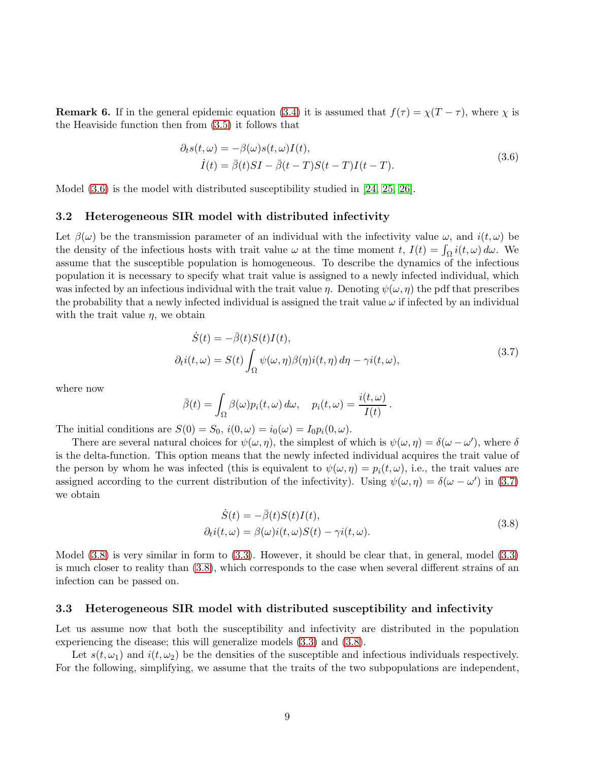**Remark 6.** If in the general epidemic equation (3.4) it is assumed that $f(\tau) = \chi(T - \tau)$, where $\chi$ is the Heaviside function then from (3.5) it follows that

$$
\begin{aligned}
\partial_t s(t, \omega) &= -\beta(\omega) s(t, \omega) I(t), \\
\dot{I}(t) &= \bar{\beta}(t) S I - \bar{\beta}(t - T) S(t - T) I(t - T).
\end{aligned}
\tag{3.6}
$$

Model (3.6) is the model with distributed susceptibility studied in [24, 25, 26].

### 3.2 Heterogeneous SIR model with distributed infectivity

Let $\beta(\omega)$ be the transmission parameter of an individual with the infectivity value $\omega$, and $i(t, \omega)$ be the density of the infectious hosts with trait value $\omega$ at the time moment $t$, $I(t) = \int_\Omega i(t, \omega)\, d\omega$. We assume that the susceptible population is homogeneous. To describe the dynamics of the infectious population it is necessary to specify what trait value is assigned to a newly infected individual, which was infected by an infectious individual with the trait value $\eta$. Denoting $\psi(\omega, \eta)$ the pdf that prescribes the probability that a newly infected individual is assigned the trait value $\omega$ if infected by an individual with the trait value $\eta$, we obtain

$$
\begin{aligned}
\dot{S}(t) &= -\bar{\beta}(t) S(t) I(t), \\
\partial_t i(t, \omega) &= S(t) \int_\Omega \psi(\omega, \eta) \beta(\eta) i(t, \eta)\, d\eta - \gamma i(t, \omega),
\end{aligned}
\tag{3.7}
$$

where now

$$
\bar{\beta}(t) = \int_\Omega \beta(\omega) p_i(t, \omega)\, d\omega, \quad p_i(t, \omega) = \frac{i(t, \omega)}{I(t)}\,.
$$

The initial conditions are $S(0) = S_0$, $i(0, \omega) = i_0(\omega) = I_0 p_i(0, \omega)$.

There are several natural choices for $\psi(\omega, \eta)$, the simplest of which is $\psi(\omega, \eta) = \delta(\omega - \omega')$, where $\delta$ is the delta-function. This option means that the newly infected individual acquires the trait value of the person by whom he was infected (this is equivalent to $\psi(\omega, \eta) = p_i(t, \omega)$, i.e., the trait values are assigned according to the current distribution of the infectivity). Using $\psi(\omega, \eta) = \delta(\omega - \omega')$ in (3.7) we obtain

$$
\begin{aligned}
\dot{S}(t) &= -\bar{\beta}(t) S(t) I(t), \\
\partial_t i(t, \omega) &= \beta(\omega) i(t, \omega) S(t) - \gamma i(t, \omega).
\end{aligned}
\tag{3.8}
$$

Model (3.8) is very similar in form to (3.3). However, it should be clear that, in general, model (3.3) is much closer to reality than (3.8), which corresponds to the case when several different strains of an infection can be passed on.

### 3.3 Heterogeneous SIR model with distributed susceptibility and infectivity

Let us assume now that both the susceptibility and infectivity are distributed in the population experiencing the disease; this will generalize models (3.3) and (3.8).

Let $s(t, \omega_1)$ and $i(t, \omega_2)$ be the densities of the susceptible and infectious individuals respectively. For the following, simplifying, we assume that the traits of the two subpopulations are independent,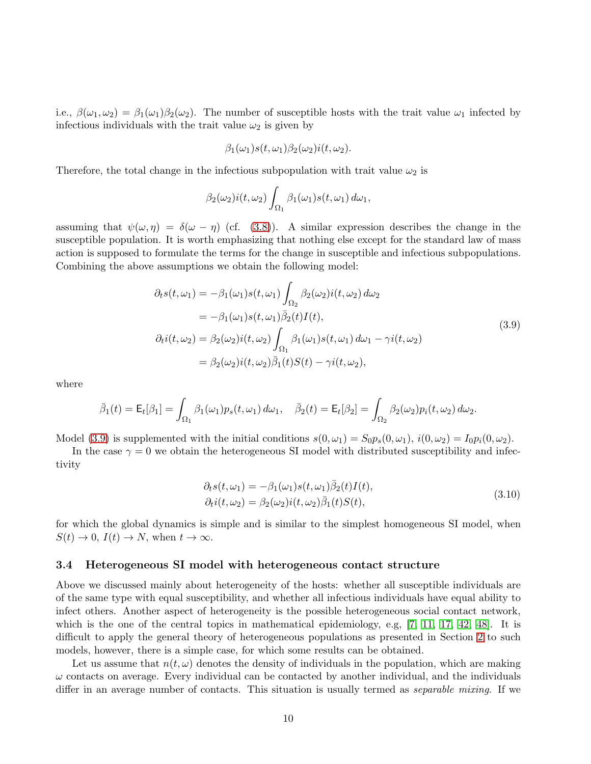i.e., $\beta(\omega_1, \omega_2) = \beta_1(\omega_1)\beta_2(\omega_2)$. The number of susceptible hosts with the trait value $\omega_1$ infected by infectious individuals with the trait value $\omega_2$ is given by

$$\beta_1(\omega_1)s(t, \omega_1)\beta_2(\omega_2)i(t, \omega_2).$$

Therefore, the total change in the infectious subpopulation with trait value $\omega_2$ is

$$\beta_2(\omega_2)i(t, \omega_2)\int_{\Omega_1} \beta_1(\omega_1)s(t, \omega_1)\, d\omega_1,$$

assuming that $\psi(\omega, \eta) = \delta(\omega - \eta)$ (cf. (3.8)). A similar expression describes the change in the susceptible population. It is worth emphasizing that nothing else except for the standard law of mass action is supposed to formulate the terms for the change in susceptible and infectious subpopulations. Combining the above assumptions we obtain the following model:

$$
\begin{aligned}
\partial_t s(t, \omega_1) &= -\beta_1(\omega_1)s(t, \omega_1)\int_{\Omega_2} \beta_2(\omega_2)i(t, \omega_2)\, d\omega_2 \\
&= -\beta_1(\omega_1)s(t, \omega_1)\bar{\beta}_2(t)I(t), \\
\partial_t i(t, \omega_2) &= \beta_2(\omega_2)i(t, \omega_2)\int_{\Omega_1} \beta_1(\omega_1)s(t, \omega_1)\, d\omega_1 - \gamma i(t, \omega_2) \\
&= \beta_2(\omega_2)i(t, \omega_2)\bar{\beta}_1(t)S(t) - \gamma i(t, \omega_2),
\end{aligned}
\tag{3.9}
$$

where

$$\bar{\beta}_1(t) = \mathsf{E}_t[\beta_1] = \int_{\Omega_1} \beta_1(\omega_1)p_s(t, \omega_1)\, d\omega_1, \quad \bar{\beta}_2(t) = \mathsf{E}_t[\beta_2] = \int_{\Omega_2} \beta_2(\omega_2)p_i(t, \omega_2)\, d\omega_2.$$

Model (3.9) is supplemented with the initial conditions $s(0, \omega_1) = S_0 p_s(0, \omega_1)$, $i(0, \omega_2) = I_0 p_i(0, \omega_2)$.

In the case $\gamma = 0$ we obtain the heterogeneous SI model with distributed susceptibility and infectivity

$$
\begin{aligned}
\partial_t s(t, \omega_1) &= -\beta_1(\omega_1)s(t, \omega_1)\bar{\beta}_2(t)I(t), \\
\partial_t i(t, \omega_2) &= \beta_2(\omega_2)i(t, \omega_2)\bar{\beta}_1(t)S(t),
\end{aligned}
\tag{3.10}
$$

for which the global dynamics is simple and is similar to the simplest homogeneous SI model, when $S(t) \to 0$, $I(t) \to N$, when $t \to \infty$.

### 3.4 Heterogeneous SI model with heterogeneous contact structure

Above we discussed mainly about heterogeneity of the hosts: whether all susceptible individuals are of the same type with equal susceptibility, and whether all infectious individuals have equal ability to infect others. Another aspect of heterogeneity is the possible heterogeneous social contact network, which is the one of the central topics in mathematical epidemiology, e.g, [7, 11, 17, 42, 48]. It is difficult to apply the general theory of heterogeneous populations as presented in Section 2 to such models, however, there is a simple case, for which some results can be obtained.

Let us assume that $n(t, \omega)$ denotes the density of individuals in the population, which are making $\omega$ contacts on average. Every individual can be contacted by another individual, and the individuals differ in an average number of contacts. This situation is usually termed as *separable mixing*. If we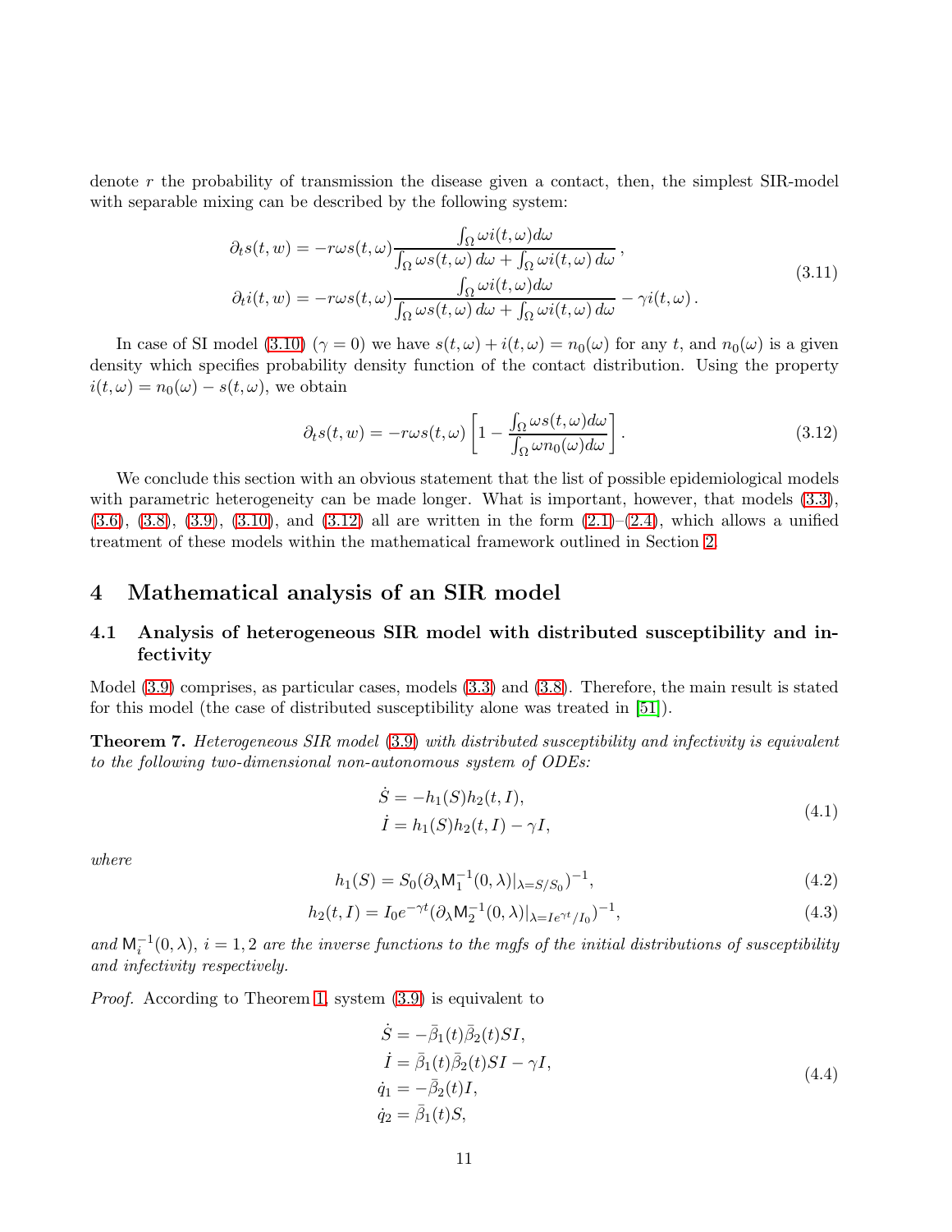denote $r$ the probability of transmission the disease given a contact, then, the simplest SIR-model with separable mixing can be described by the following system:

$$
\begin{aligned}
\partial_t s(t,w) &= -r\omega s(t,\omega)\frac{\int_\Omega \omega i(t,\omega)d\omega}{\int_\Omega \omega s(t,\omega)\,d\omega + \int_\Omega \omega i(t,\omega)\,d\omega}\,,\\
\partial_t i(t,w) &= -r\omega s(t,\omega)\frac{\int_\Omega \omega i(t,\omega)d\omega}{\int_\Omega \omega s(t,\omega)\,d\omega + \int_\Omega \omega i(t,\omega)\,d\omega} - \gamma i(t,\omega)\,.
\end{aligned}
\tag{3.11}
$$

In case of SI model (3.10) ($\gamma = 0$) we have $s(t,\omega) + i(t,\omega) = n_0(\omega)$ for any $t$, and $n_0(\omega)$ is a given density which specifies probability density function of the contact distribution. Using the property $i(t,\omega) = n_0(\omega) - s(t,\omega)$, we obtain

$$
\partial_t s(t,w) = -r\omega s(t,\omega)\left[1 - \frac{\int_\Omega \omega s(t,\omega)d\omega}{\int_\Omega \omega n_0(\omega)d\omega}\right]. \tag{3.12}
$$

We conclude this section with an obvious statement that the list of possible epidemiological models with parametric heterogeneity can be made longer. What is important, however, that models (3.3), (3.6), (3.8), (3.9), (3.10), and (3.12) all are written in the form (2.1)–(2.4), which allows a unified treatment of these models within the mathematical framework outlined in Section 2.

# 4 Mathematical analysis of an SIR model

## 4.1 Analysis of heterogeneous SIR model with distributed susceptibility and infectivity

Model (3.9) comprises, as particular cases, models (3.3) and (3.8). Therefore, the main result is stated for this model (the case of distributed susceptibility alone was treated in [51]).

**Theorem 7.** *Heterogeneous SIR model (3.9) with distributed susceptibility and infectivity is equivalent to the following two-dimensional non-autonomous system of ODEs:*

$$
\begin{aligned}
\dot S &= -h_1(S)h_2(t,I),\\
\dot I &= h_1(S)h_2(t,I) - \gamma I,
\end{aligned}
\tag{4.1}
$$

*where*

$$
h_1(S) = S_0(\partial_\lambda \mathsf{M}_1^{-1}(0,\lambda)|_{\lambda = S/S_0})^{-1}, \tag{4.2}
$$

$$
h_2(t,I) = I_0 e^{-\gamma t}(\partial_\lambda \mathsf{M}_2^{-1}(0,\lambda)|_{\lambda = Ie^{\gamma t}/I_0})^{-1}, \tag{4.3}
$$

*and $\mathsf{M}_i^{-1}(0,\lambda)$, $i = 1,2$ are the inverse functions to the mgfs of the initial distributions of susceptibility and infectivity respectively.*

*Proof.* According to Theorem 1, system (3.9) is equivalent to

$$
\begin{aligned}
\dot S &= -\bar\beta_1(t)\bar\beta_2(t)SI,\\
\dot I &= \bar\beta_1(t)\bar\beta_2(t)SI - \gamma I,\\
\dot q_1 &= -\bar\beta_2(t)I,\\
\dot q_2 &= \bar\beta_1(t)S,
\end{aligned}
\tag{4.4}
$$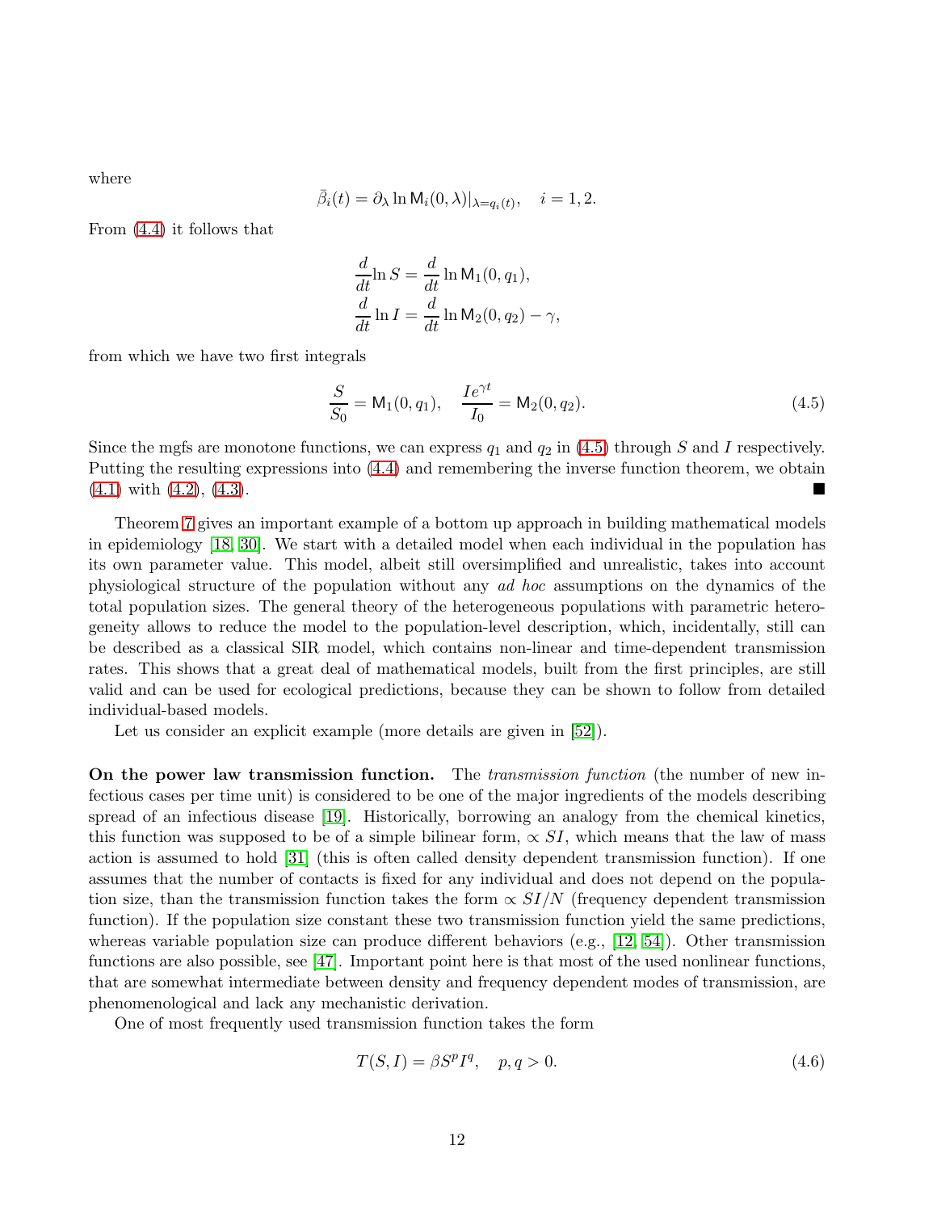where

$$\bar{\beta}_i(t) = \partial_\lambda \ln \mathsf{M}_i(0,\lambda)|_{\lambda=q_i(t)}, \quad i=1,2.$$

From (4.4) it follows that

$$\begin{aligned}
\frac{d}{dt}\ln S &= \frac{d}{dt}\ln \mathsf{M}_1(0,q_1),\\
\frac{d}{dt}\ln I &= \frac{d}{dt}\ln \mathsf{M}_2(0,q_2) - \gamma,
\end{aligned}$$

from which we have two first integrals

$$\frac{S}{S_0} = \mathsf{M}_1(0,q_1), \quad \frac{Ie^{\gamma t}}{I_0} = \mathsf{M}_2(0,q_2). \tag{4.5}$$

Since the mgfs are monotone functions, we can express $q_1$ and $q_2$ in (4.5) through $S$ and $I$ respectively. Putting the resulting expressions into (4.4) and remembering the inverse function theorem, we obtain (4.1) with (4.2), (4.3). ■

Theorem 7 gives an important example of a bottom up approach in building mathematical models in epidemiology [18, 30]. We start with a detailed model when each individual in the population has its own parameter value. This model, albeit still oversimplified and unrealistic, takes into account physiological structure of the population without any *ad hoc* assumptions on the dynamics of the total population sizes. The general theory of the heterogeneous populations with parametric heterogeneity allows to reduce the model to the population-level description, which, incidentally, still can be described as a classical SIR model, which contains non-linear and time-dependent transmission rates. This shows that a great deal of mathematical models, built from the first principles, are still valid and can be used for ecological predictions, because they can be shown to follow from detailed individual-based models.

Let us consider an explicit example (more details are given in [52]).

**On the power law transmission function.** The *transmission function* (the number of new infectious cases per time unit) is considered to be one of the major ingredients of the models describing spread of an infectious disease [19]. Historically, borrowing an analogy from the chemical kinetics, this function was supposed to be of a simple bilinear form, $\propto SI$, which means that the law of mass action is assumed to hold [31] (this is often called density dependent transmission function). If one assumes that the number of contacts is fixed for any individual and does not depend on the population size, than the transmission function takes the form $\propto SI/N$ (frequency dependent transmission function). If the population size constant these two transmission function yield the same predictions, whereas variable population size can produce different behaviors (e.g., [12, 54]). Other transmission functions are also possible, see [47]. Important point here is that most of the used nonlinear functions, that are somewhat intermediate between density and frequency dependent modes of transmission, are phenomenological and lack any mechanistic derivation.

One of most frequently used transmission function takes the form

$$T(S,I) = \beta S^p I^q, \quad p,q > 0. \tag{4.6}$$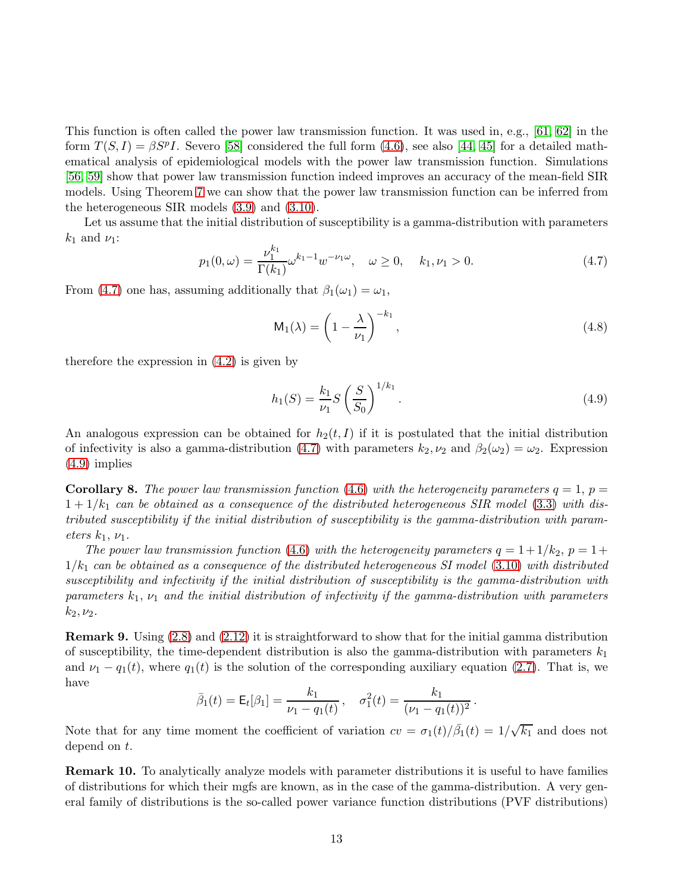This function is often called the power law transmission function. It was used in, e.g., [61, 62] in the form $T(S,I) = \beta S^p I$. Severo [58] considered the full form (4.6), see also [44, 45] for a detailed mathematical analysis of epidemiological models with the power law transmission function. Simulations [56, 59] show that power law transmission function indeed improves an accuracy of the mean-field SIR models. Using Theorem 7 we can show that the power law transmission function can be inferred from the heterogeneous SIR models (3.9) and (3.10).

Let us assume that the initial distribution of susceptibility is a gamma-distribution with parameters $k_1$ and $\nu_1$:

$$p_1(0,\omega) = \frac{\nu_1^{k_1}}{\Gamma(k_1)} \omega^{k_1 - 1} w^{-\nu_1 \omega}, \quad \omega \geq 0, \quad k_1, \nu_1 > 0. \tag{4.7}$$

From (4.7) one has, assuming additionally that $\beta_1(\omega_1) = \omega_1$,

$$\mathsf{M}_1(\lambda) = \left(1 - \frac{\lambda}{\nu_1}\right)^{-k_1}, \tag{4.8}$$

therefore the expression in (4.2) is given by

$$h_1(S) = \frac{k_1}{\nu_1} S \left(\frac{S}{S_0}\right)^{1/k_1}. \tag{4.9}$$

An analogous expression can be obtained for $h_2(t,I)$ if it is postulated that the initial distribution of infectivity is also a gamma-distribution (4.7) with parameters $k_2, \nu_2$ and $\beta_2(\omega_2) = \omega_2$. Expression (4.9) implies

**Corollary 8.** *The power law transmission function (4.6) with the heterogeneity parameters $q = 1$, $p = 1 + 1/k_1$ can be obtained as a consequence of the distributed heterogeneous SIR model (3.3) with distributed susceptibility if the initial distribution of susceptibility is the gamma-distribution with parameters $k_1$, $\nu_1$.*

*The power law transmission function (4.6) with the heterogeneity parameters $q = 1 + 1/k_2$, $p = 1 + 1/k_1$ can be obtained as a consequence of the distributed heterogeneous SI model (3.10) with distributed susceptibility and infectivity if the initial distribution of susceptibility is the gamma-distribution with parameters $k_1$, $\nu_1$ and the initial distribution of infectivity if the gamma-distribution with parameters $k_2, \nu_2$.*

**Remark 9.** Using (2.8) and (2.12) it is straightforward to show that for the initial gamma distribution of susceptibility, the time-dependent distribution is also the gamma-distribution with parameters $k_1$ and $\nu_1 - q_1(t)$, where $q_1(t)$ is the solution of the corresponding auxiliary equation (2.7). That is, we have

$$\bar{\beta}_1(t) = \mathsf{E}_t[\beta_1] = \frac{k_1}{\nu_1 - q_1(t)}, \quad \sigma_1^2(t) = \frac{k_1}{(\nu_1 - q_1(t))^2}.$$

Note that for any time moment the coefficient of variation $cv = \sigma_1(t)/\bar{\beta}_1(t) = 1/\sqrt{k_1}$ and does not depend on $t$.

**Remark 10.** To analytically analyze models with parameter distributions it is useful to have families of distributions for which their mgfs are known, as in the case of the gamma-distribution. A very general family of distributions is the so-called power variance function distributions (PVF distributions)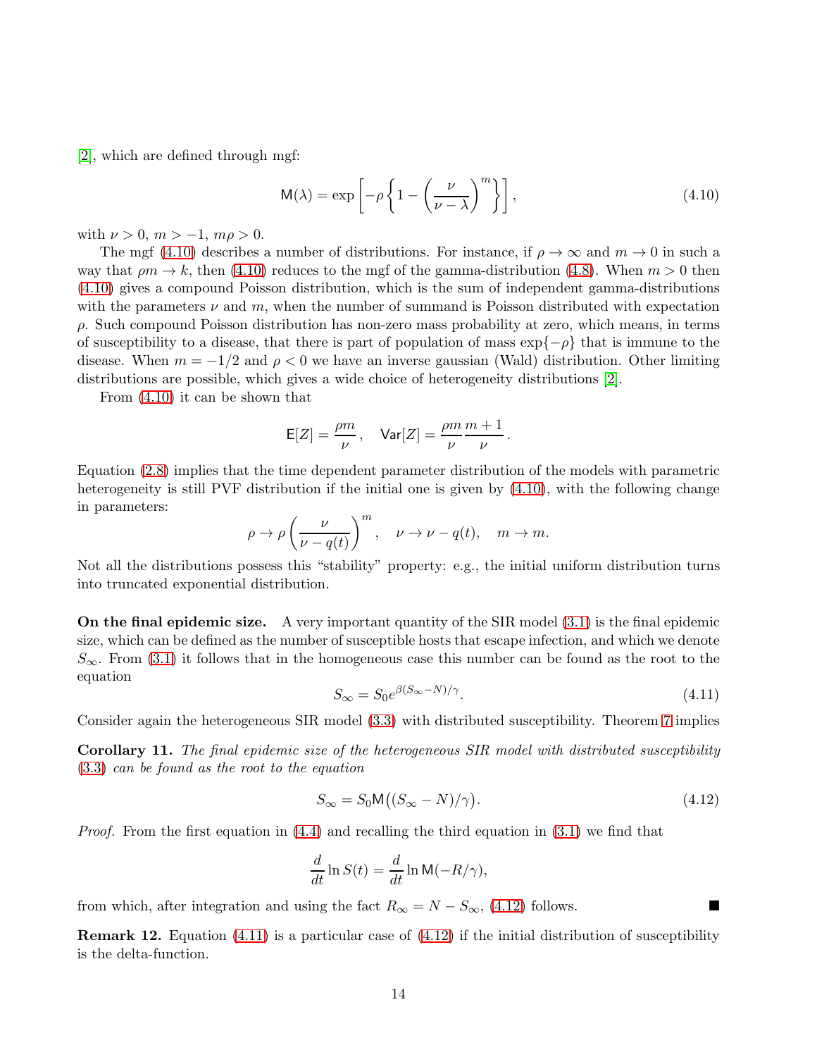[2], which are defined through mgf:

$$
\mathsf{M}(\lambda) = \exp\left[-\rho\left\{1 - \left(\frac{\nu}{\nu - \lambda}\right)^m\right\}\right], \tag{4.10}
$$

with $\nu > 0$, $m > -1$, $m\rho > 0$.

The mgf (4.10) describes a number of distributions. For instance, if $\rho \to \infty$ and $m \to 0$ in such a way that $\rho m \to k$, then (4.10) reduces to the mgf of the gamma-distribution (4.8). When $m > 0$ then (4.10) gives a compound Poisson distribution, which is the sum of independent gamma-distributions with the parameters $\nu$ and $m$, when the number of summand is Poisson distributed with expectation $\rho$. Such compound Poisson distribution has non-zero mass probability at zero, which means, in terms of susceptibility to a disease, that there is part of population of mass $\exp\{-\rho\}$ that is immune to the disease. When $m = -1/2$ and $\rho < 0$ we have an inverse gaussian (Wald) distribution. Other limiting distributions are possible, which gives a wide choice of heterogeneity distributions [2].

From (4.10) it can be shown that

$$
\mathsf{E}[Z] = \frac{\rho m}{\nu}, \quad \mathsf{Var}[Z] = \frac{\rho m}{\nu}\frac{m+1}{\nu}.
$$

Equation (2.8) implies that the time dependent parameter distribution of the models with parametric heterogeneity is still PVF distribution if the initial one is given by (4.10), with the following change in parameters:

$$
\rho \to \rho\left(\frac{\nu}{\nu - q(t)}\right)^m, \quad \nu \to \nu - q(t), \quad m \to m.
$$

Not all the distributions possess this "stability" property: e.g., the initial uniform distribution turns into truncated exponential distribution.

**On the final epidemic size.** A very important quantity of the SIR model (3.1) is the final epidemic size, which can be defined as the number of susceptible hosts that escape infection, and which we denote $S_\infty$. From (3.1) it follows that in the homogeneous case this number can be found as the root to the equation

$$
S_\infty = S_0 e^{\beta(S_\infty - N)/\gamma}. \tag{4.11}
$$

Consider again the heterogeneous SIR model (3.3) with distributed susceptibility. Theorem 7 implies

**Corollary 11.** *The final epidemic size of the heterogeneous SIR model with distributed susceptibility* (3.3) *can be found as the root to the equation*

$$
S_\infty = S_0 \mathsf{M}\big((S_\infty - N)/\gamma\big). \tag{4.12}
$$

*Proof.* From the first equation in (4.4) and recalling the third equation in (3.1) we find that

$$
\frac{d}{dt}\ln S(t) = \frac{d}{dt}\ln \mathsf{M}(-R/\gamma),
$$

from which, after integration and using the fact $R_\infty = N - S_\infty$, (4.12) follows. ∎

**Remark 12.** Equation (4.11) is a particular case of (4.12) if the initial distribution of susceptibility is the delta-function.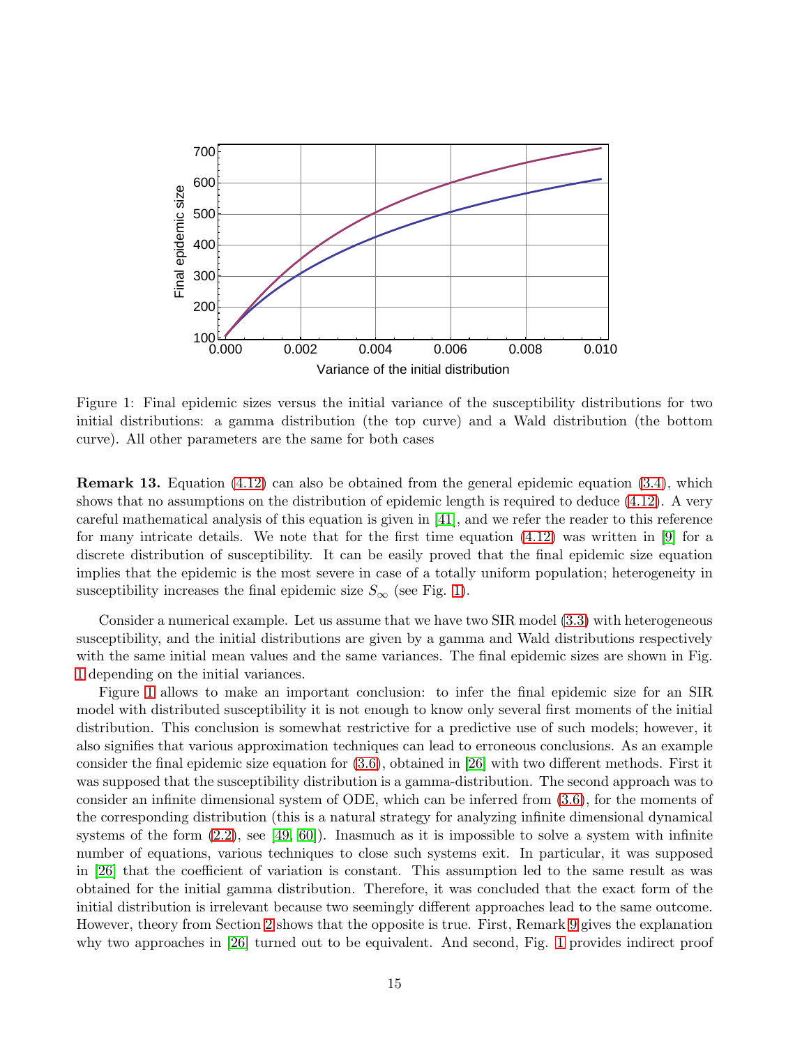Figure 1: Final epidemic sizes versus the initial variance of the susceptibility distributions for two initial distributions: a gamma distribution (the top curve) and a Wald distribution (the bottom curve). All other parameters are the same for both cases

**Remark 13.** Equation (4.12) can also be obtained from the general epidemic equation (3.4), which shows that no assumptions on the distribution of epidemic length is required to deduce (4.12). A very careful mathematical analysis of this equation is given in [41], and we refer the reader to this reference for many intricate details. We note that for the first time equation (4.12) was written in [9] for a discrete distribution of susceptibility. It can be easily proved that the final epidemic size equation implies that the epidemic is the most severe in case of a totally uniform population; heterogeneity in susceptibility increases the final epidemic size $S_\infty$ (see Fig. 1).

Consider a numerical example. Let us assume that we have two SIR model (3.3) with heterogeneous susceptibility, and the initial distributions are given by a gamma and Wald distributions respectively with the same initial mean values and the same variances. The final epidemic sizes are shown in Fig. 1 depending on the initial variances.

Figure 1 allows to make an important conclusion: to infer the final epidemic size for an SIR model with distributed susceptibility it is not enough to know only several first moments of the initial distribution. This conclusion is somewhat restrictive for a predictive use of such models; however, it also signifies that various approximation techniques can lead to erroneous conclusions. As an example consider the final epidemic size equation for (3.6), obtained in [26] with two different methods. First it was supposed that the susceptibility distribution is a gamma-distribution. The second approach was to consider an infinite dimensional system of ODE, which can be inferred from (3.6), for the moments of the corresponding distribution (this is a natural strategy for analyzing infinite dimensional dynamical systems of the form (2.2), see [49, 60]). Inasmuch as it is impossible to solve a system with infinite number of equations, various techniques to close such systems exit. In particular, it was supposed in [26] that the coefficient of variation is constant. This assumption led to the same result as was obtained for the initial gamma distribution. Therefore, it was concluded that the exact form of the initial distribution is irrelevant because two seemingly different approaches lead to the same outcome. However, theory from Section 2 shows that the opposite is true. First, Remark 9 gives the explanation why two approaches in [26] turned out to be equivalent. And second, Fig. 1 provides indirect proof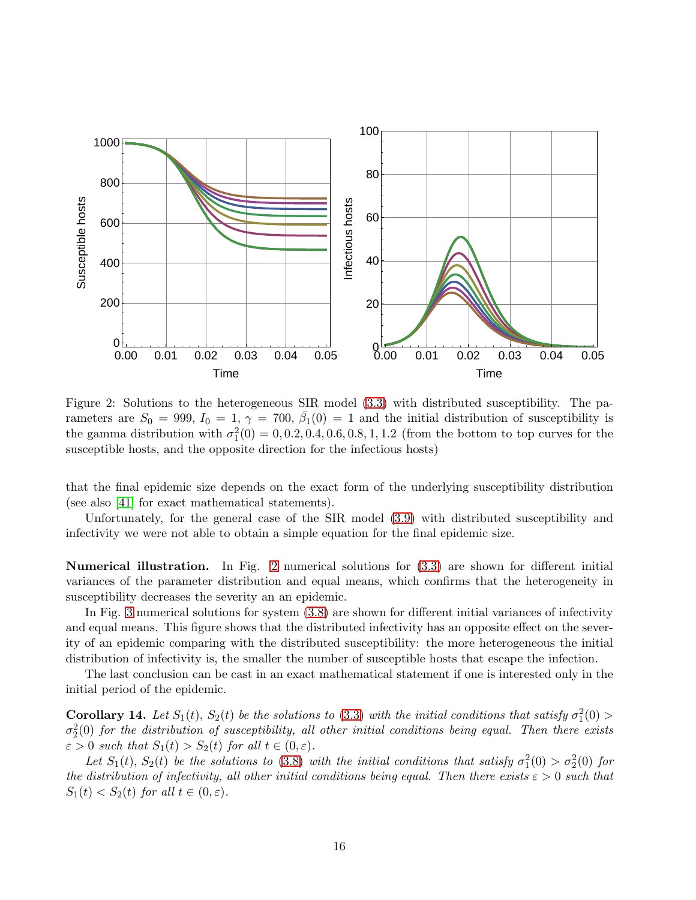Figure 2: Solutions to the heterogeneous SIR model (3.3) with distributed susceptibility. The parameters are $S_0 = 999$, $I_0 = 1$, $\gamma = 700$, $\bar{\beta_1}(0) = 1$ and the initial distribution of susceptibility is the gamma distribution with $\sigma_1^2(0) = 0, 0.2, 0.4, 0.6, 0.8, 1, 1.2$ (from the bottom to top curves for the susceptible hosts, and the opposite direction for the infectious hosts)

that the final epidemic size depends on the exact form of the underlying susceptibility distribution (see also [41] for exact mathematical statements).

Unfortunately, for the general case of the SIR model (3.9) with distributed susceptibility and infectivity we were not able to obtain a simple equation for the final epidemic size.

**Numerical illustration.** In Fig. 2 numerical solutions for (3.3) are shown for different initial variances of the parameter distribution and equal means, which confirms that the heterogeneity in susceptibility decreases the severity an an epidemic.

In Fig. 3 numerical solutions for system (3.8) are shown for different initial variances of infectivity and equal means. This figure shows that the distributed infectivity has an opposite effect on the severity of an epidemic comparing with the distributed susceptibility: the more heterogeneous the initial distribution of infectivity is, the smaller the number of susceptible hosts that escape the infection.

The last conclusion can be cast in an exact mathematical statement if one is interested only in the initial period of the epidemic.

**Corollary 14.** *Let $S_1(t)$, $S_2(t)$ be the solutions to (3.3) with the initial conditions that satisfy $\sigma_1^2(0) > \sigma_2^2(0)$ for the distribution of susceptibility, all other initial conditions being equal. Then there exists $\varepsilon > 0$ such that $S_1(t) > S_2(t)$ for all $t \in (0, \varepsilon)$.*

*Let $S_1(t)$, $S_2(t)$ be the solutions to (3.8) with the initial conditions that satisfy $\sigma_1^2(0) > \sigma_2^2(0)$ for the distribution of infectivity, all other initial conditions being equal. Then there exists $\varepsilon > 0$ such that $S_1(t) < S_2(t)$ for all $t \in (0, \varepsilon)$.*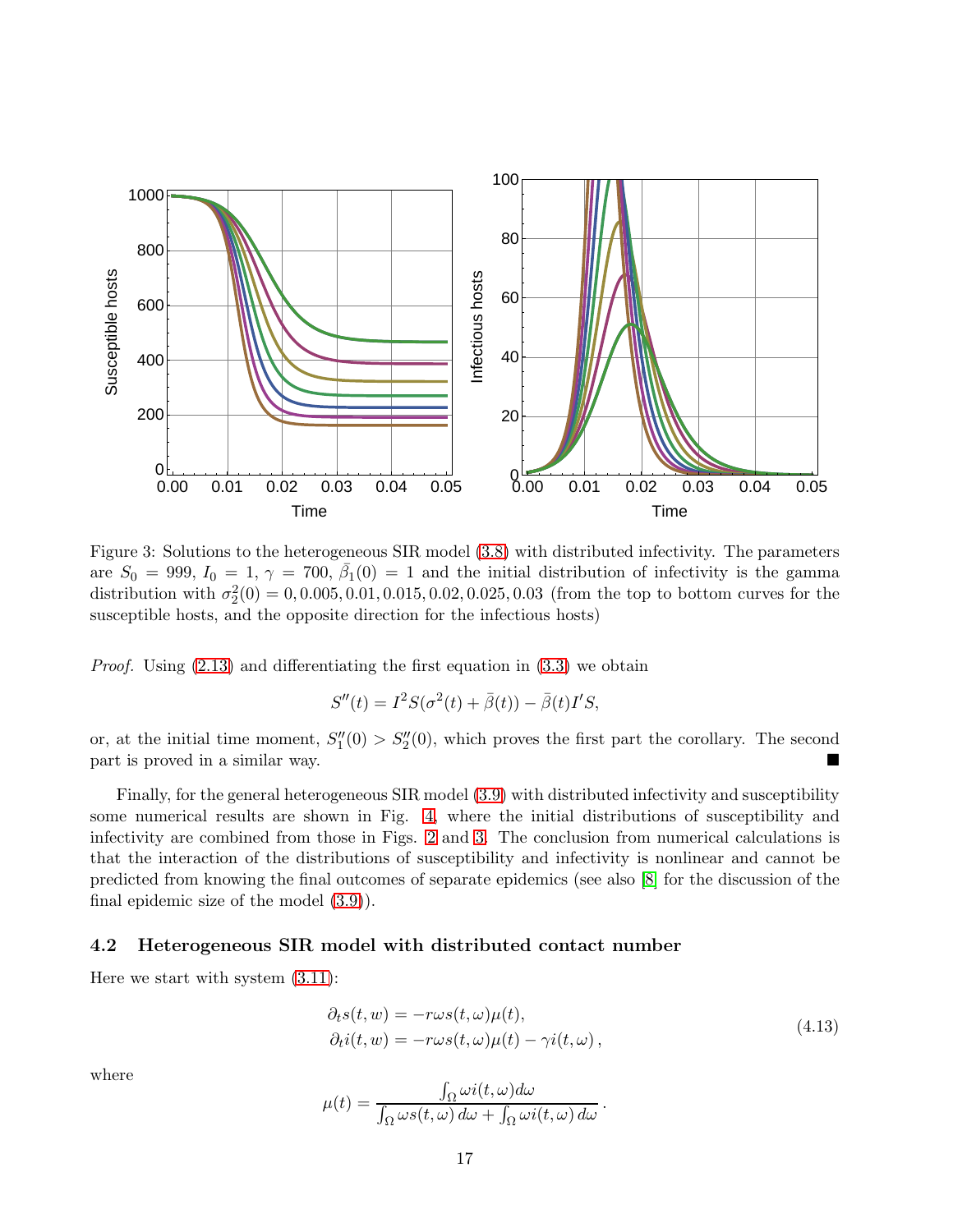Figure 3: Solutions to the heterogeneous SIR model (3.8) with distributed infectivity. The parameters are $S_0 = 999$, $I_0 = 1$, $\gamma = 700$, $\bar{\beta}_1(0) = 1$ and the initial distribution of infectivity is the gamma distribution with $\sigma_2^2(0) = 0, 0.005, 0.01, 0.015, 0.02, 0.025, 0.03$ (from the top to bottom curves for the susceptible hosts, and the opposite direction for the infectious hosts)

*Proof.* Using (2.13) and differentiating the first equation in (3.3) we obtain

$$S''(t) = I^2 S(\sigma^2(t) + \bar{\beta}(t)) - \bar{\beta}(t) I' S,$$

or, at the initial time moment, $S_1''(0) > S_2''(0)$, which proves the first part the corollary. The second part is proved in a similar way. ■

Finally, for the general heterogeneous SIR model (3.9) with distributed infectivity and susceptibility some numerical results are shown in Fig. 4, where the initial distributions of susceptibility and infectivity are combined from those in Figs. 2 and 3. The conclusion from numerical calculations is that the interaction of the distributions of susceptibility and infectivity is nonlinear and cannot be predicted from knowing the final outcomes of separate epidemics (see also [8] for the discussion of the final epidemic size of the model (3.9)).

### 4.2 Heterogeneous SIR model with distributed contact number

Here we start with system (3.11):

$$\begin{aligned}
\partial_t s(t,w) &= -r\omega s(t,\omega)\mu(t), \\
\partial_t i(t,w) &= -r\omega s(t,\omega)\mu(t) - \gamma i(t,\omega)\,,
\end{aligned} \tag{4.13}$$

where

$$\mu(t) = \frac{\int_\Omega \omega i(t,\omega) d\omega}{\int_\Omega \omega s(t,\omega)\, d\omega + \int_\Omega \omega i(t,\omega)\, d\omega}\,.$$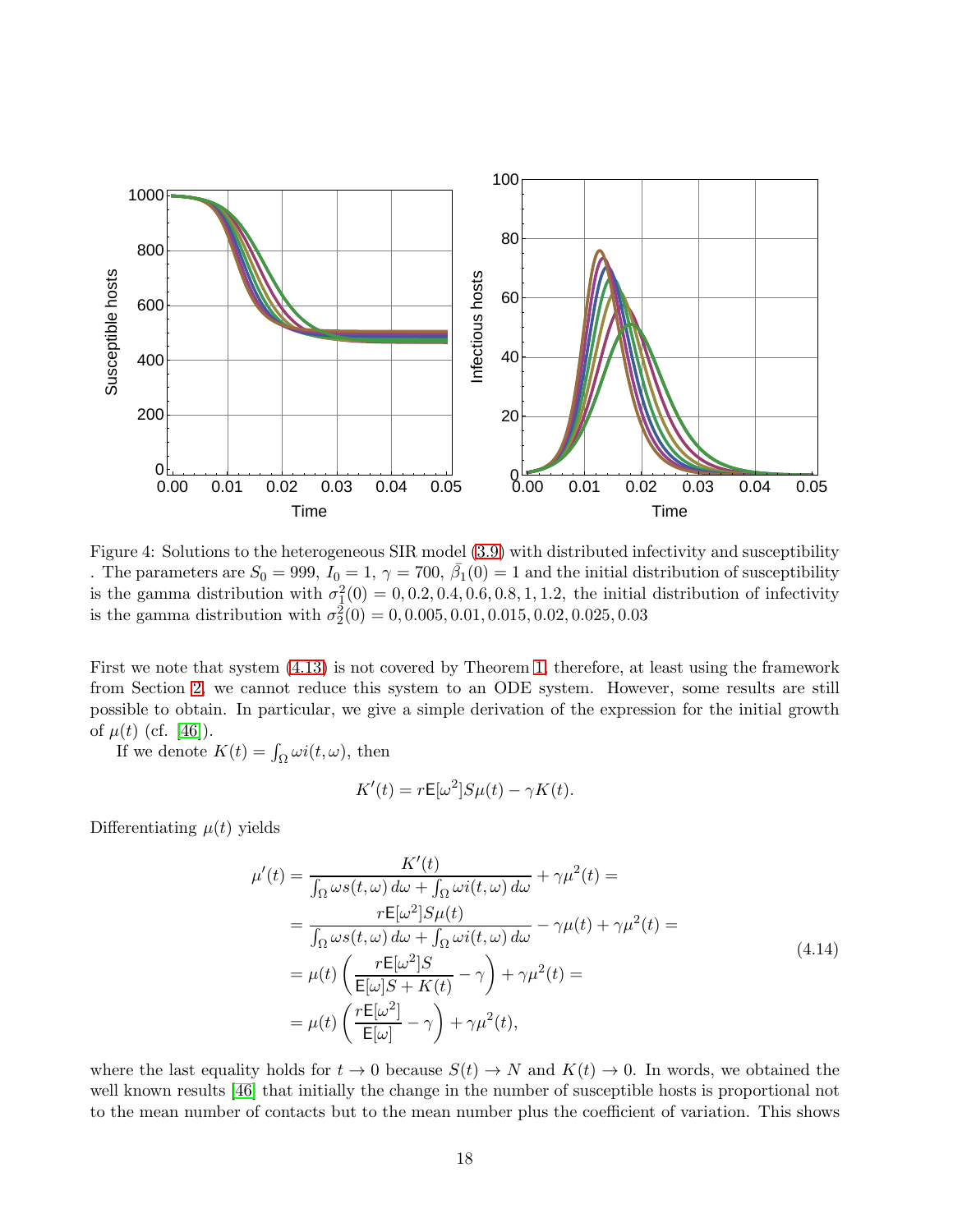Figure 4: Solutions to the heterogeneous SIR model (3.9) with distributed infectivity and susceptibility . The parameters are $S_0 = 999$, $I_0 = 1$, $\gamma = 700$, $\bar{\beta}_1(0) = 1$ and the initial distribution of susceptibility is the gamma distribution with $\sigma_1^2(0) = 0, 0.2, 0.4, 0.6, 0.8, 1, 1.2$, the initial distribution of infectivity is the gamma distribution with $\sigma_2^2(0) = 0, 0.005, 0.01, 0.015, 0.02, 0.025, 0.03$

First we note that system (4.13) is not covered by Theorem 1, therefore, at least using the framework from Section 2, we cannot reduce this system to an ODE system. However, some results are still possible to obtain. In particular, we give a simple derivation of the expression for the initial growth of $\mu(t)$ (cf. [46]).

If we denote $K(t) = \int_\Omega \omega i(t,\omega)$, then

$$K'(t) = r\mathsf{E}[\omega^2]S\mu(t) - \gamma K(t).$$

Differentiating $\mu(t)$ yields

$$\begin{aligned}
\mu'(t) &= \frac{K'(t)}{\int_\Omega \omega s(t,\omega)\,d\omega + \int_\Omega \omega i(t,\omega)\,d\omega} + \gamma\mu^2(t) = \\
&= \frac{r\mathsf{E}[\omega^2]S\mu(t)}{\int_\Omega \omega s(t,\omega)\,d\omega + \int_\Omega \omega i(t,\omega)\,d\omega} - \gamma\mu(t) + \gamma\mu^2(t) = \\
&= \mu(t)\left(\frac{r\mathsf{E}[\omega^2]S}{\mathsf{E}[\omega]S + K(t)} - \gamma\right) + \gamma\mu^2(t) = \\
&= \mu(t)\left(\frac{r\mathsf{E}[\omega^2]}{\mathsf{E}[\omega]} - \gamma\right) + \gamma\mu^2(t),
\end{aligned} \tag{4.14}$$

where the last equality holds for $t \to 0$ because $S(t) \to N$ and $K(t) \to 0$. In words, we obtained the well known results [46] that initially the change in the number of susceptible hosts is proportional not to the mean number of contacts but to the mean number plus the coefficient of variation. This shows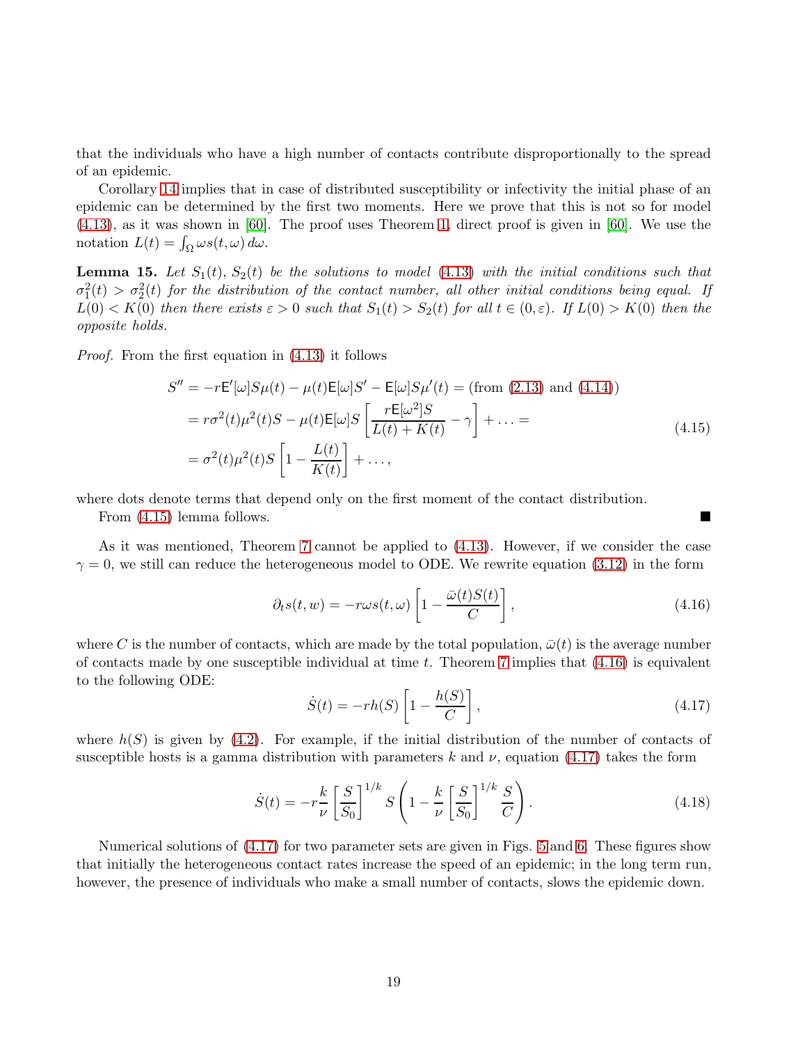that the individuals who have a high number of contacts contribute disproportionally to the spread of an epidemic.

Corollary 14 implies that in case of distributed susceptibility or infectivity the initial phase of an epidemic can be determined by the first two moments. Here we prove that this is not so for model (4.13), as it was shown in [60]. The proof uses Theorem 1, direct proof is given in [60]. We use the notation $L(t) = \int_\Omega \omega s(t,\omega)\, d\omega$.

**Lemma 15.** *Let $S_1(t)$, $S_2(t)$ be the solutions to model (4.13) with the initial conditions such that $\sigma_1^2(t) > \sigma_2^2(t)$ for the distribution of the contact number, all other initial conditions being equal. If $L(0) < K(0)$ then there exists $\varepsilon > 0$ such that $S_1(t) > S_2(t)$ for all $t \in (0, \varepsilon)$. If $L(0) > K(0)$ then the opposite holds.*

*Proof.* From the first equation in (4.13) it follows

$$
\begin{aligned}
S'' &= -r\mathsf{E}'[\omega]S\mu(t) - \mu(t)\mathsf{E}[\omega]S' - \mathsf{E}[\omega]S\mu'(t) = (\text{from (2.13) and (4.14)}) \\
&= r\sigma^2(t)\mu^2(t)S - \mu(t)\mathsf{E}[\omega]S\left[\frac{r\mathsf{E}[\omega^2]S}{L(t)+K(t)} - \gamma\right] + \ldots = \\
&= \sigma^2(t)\mu^2(t)S\left[1 - \frac{L(t)}{K(t)}\right] + \ldots,
\end{aligned}
\tag{4.15}
$$

where dots denote terms that depend only on the first moment of the contact distribution.

From (4.15) lemma follows. ∎

As it was mentioned, Theorem 7 cannot be applied to (4.13). However, if we consider the case $\gamma = 0$, we still can reduce the heterogeneous model to ODE. We rewrite equation (3.12) in the form

$$
\partial_t s(t,w) = -r\omega s(t,\omega)\left[1 - \frac{\bar{\omega}(t)S(t)}{C}\right],
\tag{4.16}
$$

where $C$ is the number of contacts, which are made by the total population, $\bar{\omega}(t)$ is the average number of contacts made by one susceptible individual at time $t$. Theorem 7 implies that (4.16) is equivalent to the following ODE:

$$
\dot{S}(t) = -rh(S)\left[1 - \frac{h(S)}{C}\right],
\tag{4.17}
$$

where $h(S)$ is given by (4.2). For example, if the initial distribution of the number of contacts of susceptible hosts is a gamma distribution with parameters $k$ and $\nu$, equation (4.17) takes the form

$$
\dot{S}(t) = -r\frac{k}{\nu}\left[\frac{S}{S_0}\right]^{1/k} S\left(1 - \frac{k}{\nu}\left[\frac{S}{S_0}\right]^{1/k}\frac{S}{C}\right).
\tag{4.18}
$$

Numerical solutions of (4.17) for two parameter sets are given in Figs. 5 and 6. These figures show that initially the heterogeneous contact rates increase the speed of an epidemic; in the long term run, however, the presence of individuals who make a small number of contacts, slows the epidemic down.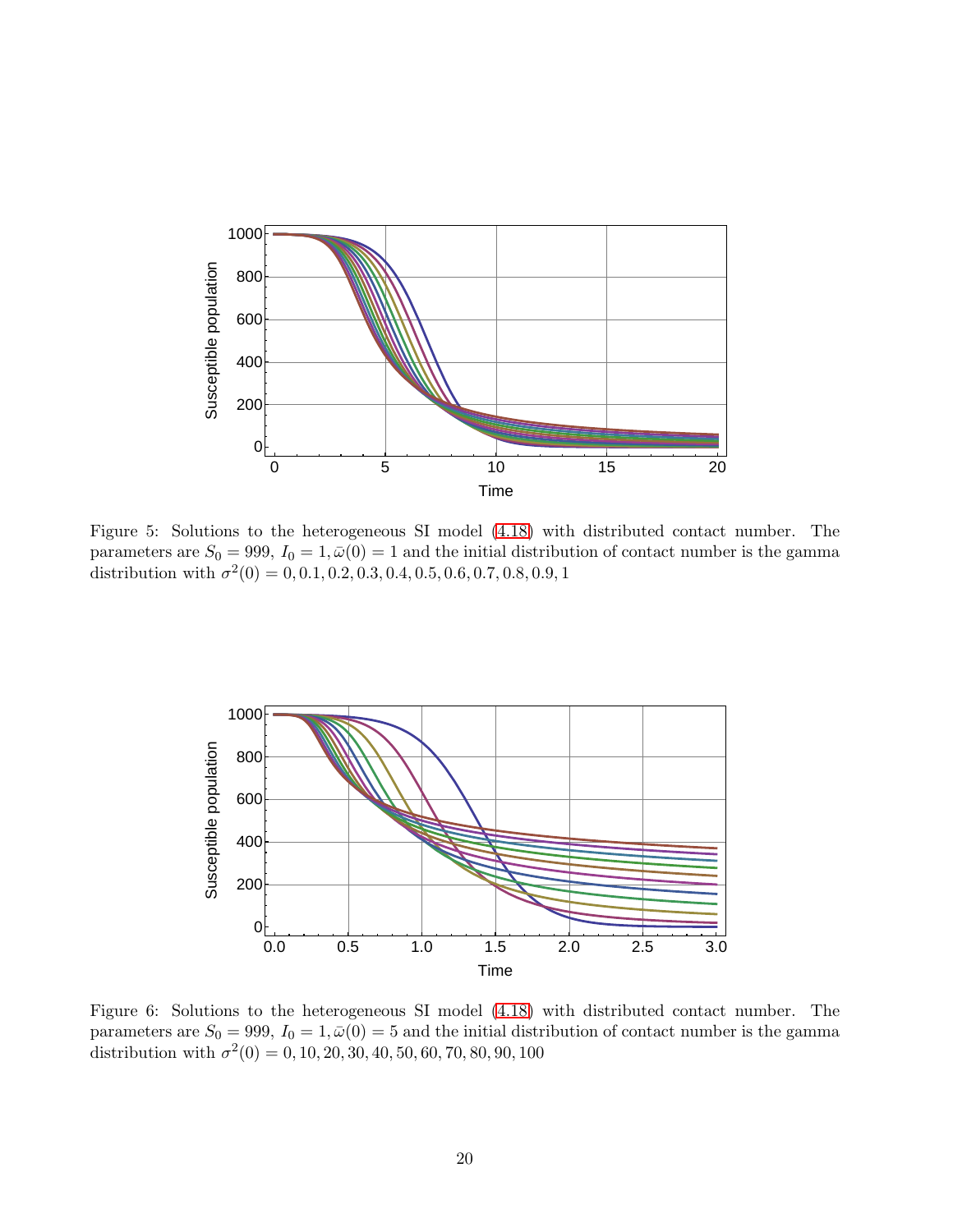Figure 5: Solutions to the heterogeneous SI model (4.18) with distributed contact number. The parameters are $S_0 = 999$, $I_0 = 1, \bar{\omega}(0) = 1$ and the initial distribution of contact number is the gamma distribution with $\sigma^2(0) = 0, 0.1, 0.2, 0.3, 0.4, 0.5, 0.6, 0.7, 0.8, 0.9, 1$

Figure 6: Solutions to the heterogeneous SI model (4.18) with distributed contact number. The parameters are $S_0 = 999$, $I_0 = 1, \bar{\omega}(0) = 5$ and the initial distribution of contact number is the gamma distribution with $\sigma^2(0) = 0, 10, 20, 30, 40, 50, 60, 70, 80, 90, 100$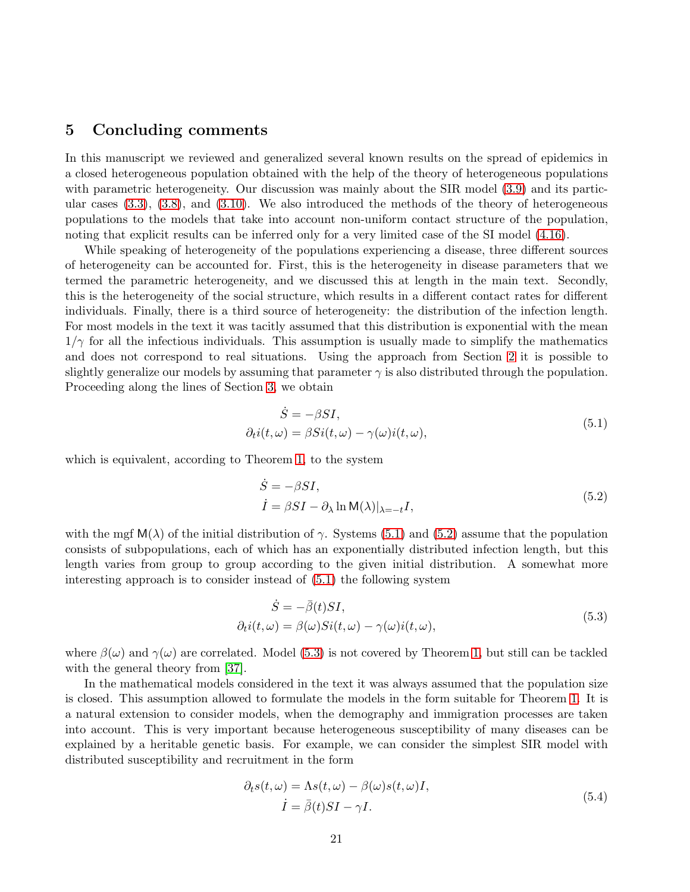## 5 Concluding comments

In this manuscript we reviewed and generalized several known results on the spread of epidemics in a closed heterogeneous population obtained with the help of the theory of heterogeneous populations with parametric heterogeneity. Our discussion was mainly about the SIR model (3.9) and its particular cases (3.3), (3.8), and (3.10). We also introduced the methods of the theory of heterogeneous populations to the models that take into account non-uniform contact structure of the population, noting that explicit results can be inferred only for a very limited case of the SI model (4.16).

While speaking of heterogeneity of the populations experiencing a disease, three different sources of heterogeneity can be accounted for. First, this is the heterogeneity in disease parameters that we termed the parametric heterogeneity, and we discussed this at length in the main text. Secondly, this is the heterogeneity of the social structure, which results in a different contact rates for different individuals. Finally, there is a third source of heterogeneity: the distribution of the infection length. For most models in the text it was tacitly assumed that this distribution is exponential with the mean $1/\gamma$ for all the infectious individuals. This assumption is usually made to simplify the mathematics and does not correspond to real situations. Using the approach from Section 2 it is possible to slightly generalize our models by assuming that parameter $\gamma$ is also distributed through the population. Proceeding along the lines of Section 3, we obtain

$$
\begin{aligned}
\dot{S} &= -\beta SI, \\
\partial_t i(t,\omega) &= \beta S i(t,\omega) - \gamma(\omega) i(t,\omega),
\end{aligned}
\tag{5.1}
$$

which is equivalent, according to Theorem 1, to the system

$$
\begin{aligned}
\dot{S} &= -\beta SI, \\
\dot{I} &= \beta SI - \partial_\lambda \ln \mathsf{M}(\lambda)|_{\lambda=-t} I,
\end{aligned}
\tag{5.2}
$$

with the mgf $\mathsf{M}(\lambda)$ of the initial distribution of $\gamma$. Systems (5.1) and (5.2) assume that the population consists of subpopulations, each of which has an exponentially distributed infection length, but this length varies from group to group according to the given initial distribution. A somewhat more interesting approach is to consider instead of (5.1) the following system

$$
\begin{aligned}
\dot{S} &= -\bar{\beta}(t) SI, \\
\partial_t i(t,\omega) &= \beta(\omega) S i(t,\omega) - \gamma(\omega) i(t,\omega),
\end{aligned}
\tag{5.3}
$$

where $\beta(\omega)$ and $\gamma(\omega)$ are correlated. Model (5.3) is not covered by Theorem 1, but still can be tackled with the general theory from [37].

In the mathematical models considered in the text it was always assumed that the population size is closed. This assumption allowed to formulate the models in the form suitable for Theorem 1. It is a natural extension to consider models, when the demography and immigration processes are taken into account. This is very important because heterogeneous susceptibility of many diseases can be explained by a heritable genetic basis. For example, we can consider the simplest SIR model with distributed susceptibility and recruitment in the form

$$
\begin{aligned}
\partial_t s(t,\omega) &= \Lambda s(t,\omega) - \beta(\omega) s(t,\omega) I, \\
\dot{I} &= \bar{\beta}(t) SI - \gamma I.
\end{aligned}
\tag{5.4}
$$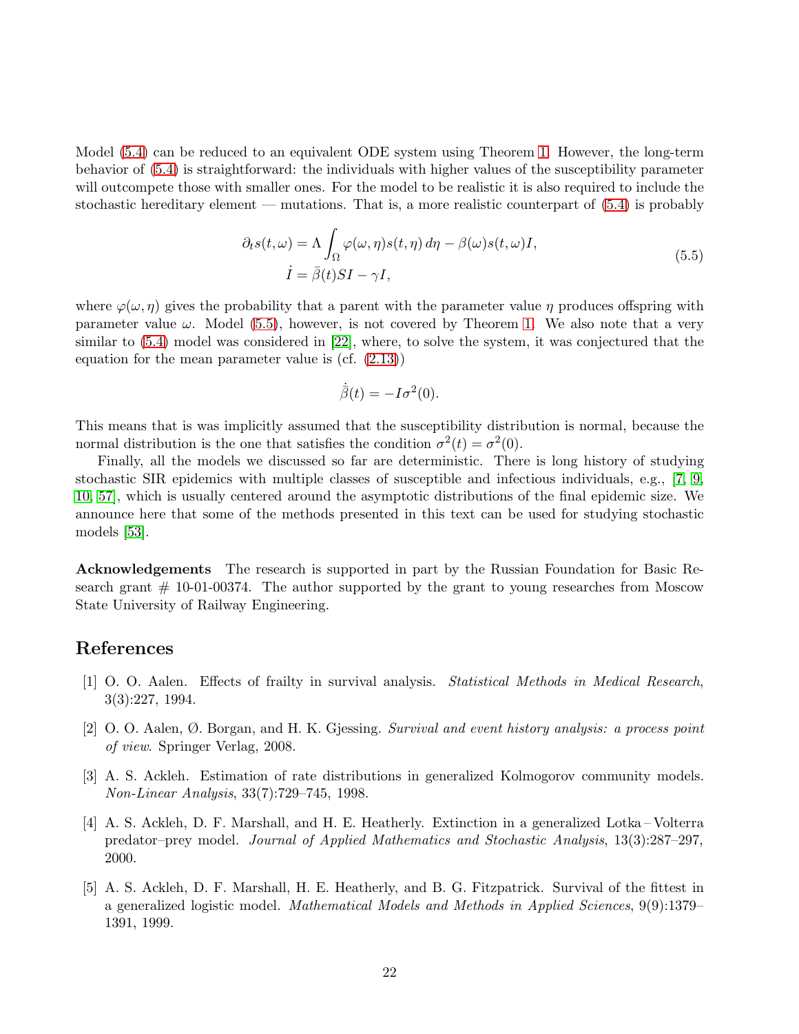Model (5.4) can be reduced to an equivalent ODE system using Theorem 1. However, the long-term behavior of (5.4) is straightforward: the individuals with higher values of the susceptibility parameter will outcompete those with smaller ones. For the model to be realistic it is also required to include the stochastic hereditary element — mutations. That is, a more realistic counterpart of (5.4) is probably

$$
\begin{aligned}
\partial_t s(t,\omega) &= \Lambda \int_\Omega \varphi(\omega,\eta) s(t,\eta)\, d\eta - \beta(\omega) s(t,\omega) I,\\
\dot{I} &= \bar{\beta}(t) S I - \gamma I,
\end{aligned}
\tag{5.5}
$$

where $\varphi(\omega,\eta)$ gives the probability that a parent with the parameter value $\eta$ produces offspring with parameter value $\omega$. Model (5.5), however, is not covered by Theorem 1. We also note that a very similar to (5.4) model was considered in [22], where, to solve the system, it was conjectured that the equation for the mean parameter value is (cf. (2.13))

$$
\dot{\bar{\beta}}(t) = -I\sigma^2(0).
$$

This means that is was implicitly assumed that the susceptibility distribution is normal, because the normal distribution is the one that satisfies the condition $\sigma^2(t) = \sigma^2(0)$.

Finally, all the models we discussed so far are deterministic. There is long history of studying stochastic SIR epidemics with multiple classes of susceptible and infectious individuals, e.g., [7, 9, 10, 57], which is usually centered around the asymptotic distributions of the final epidemic size. We announce here that some of the methods presented in this text can be used for studying stochastic models [53].

**Acknowledgements** The research is supported in part by the Russian Foundation for Basic Research grant # 10-01-00374. The author supported by the grant to young researches from Moscow State University of Railway Engineering.

# References

[1] O. O. Aalen. Effects of frailty in survival analysis. *Statistical Methods in Medical Research*, 3(3):227, 1994.

[2] O. O. Aalen, Ø. Borgan, and H. K. Gjessing. *Survival and event history analysis: a process point of view*. Springer Verlag, 2008.

[3] A. S. Ackleh. Estimation of rate distributions in generalized Kolmogorov community models. *Non-Linear Analysis*, 33(7):729–745, 1998.

[4] A. S. Ackleh, D. F. Marshall, and H. E. Heatherly. Extinction in a generalized Lotka – Volterra predator–prey model. *Journal of Applied Mathematics and Stochastic Analysis*, 13(3):287–297, 2000.

[5] A. S. Ackleh, D. F. Marshall, H. E. Heatherly, and B. G. Fitzpatrick. Survival of the fittest in a generalized logistic model. *Mathematical Models and Methods in Applied Sciences*, 9(9):1379–1391, 1999.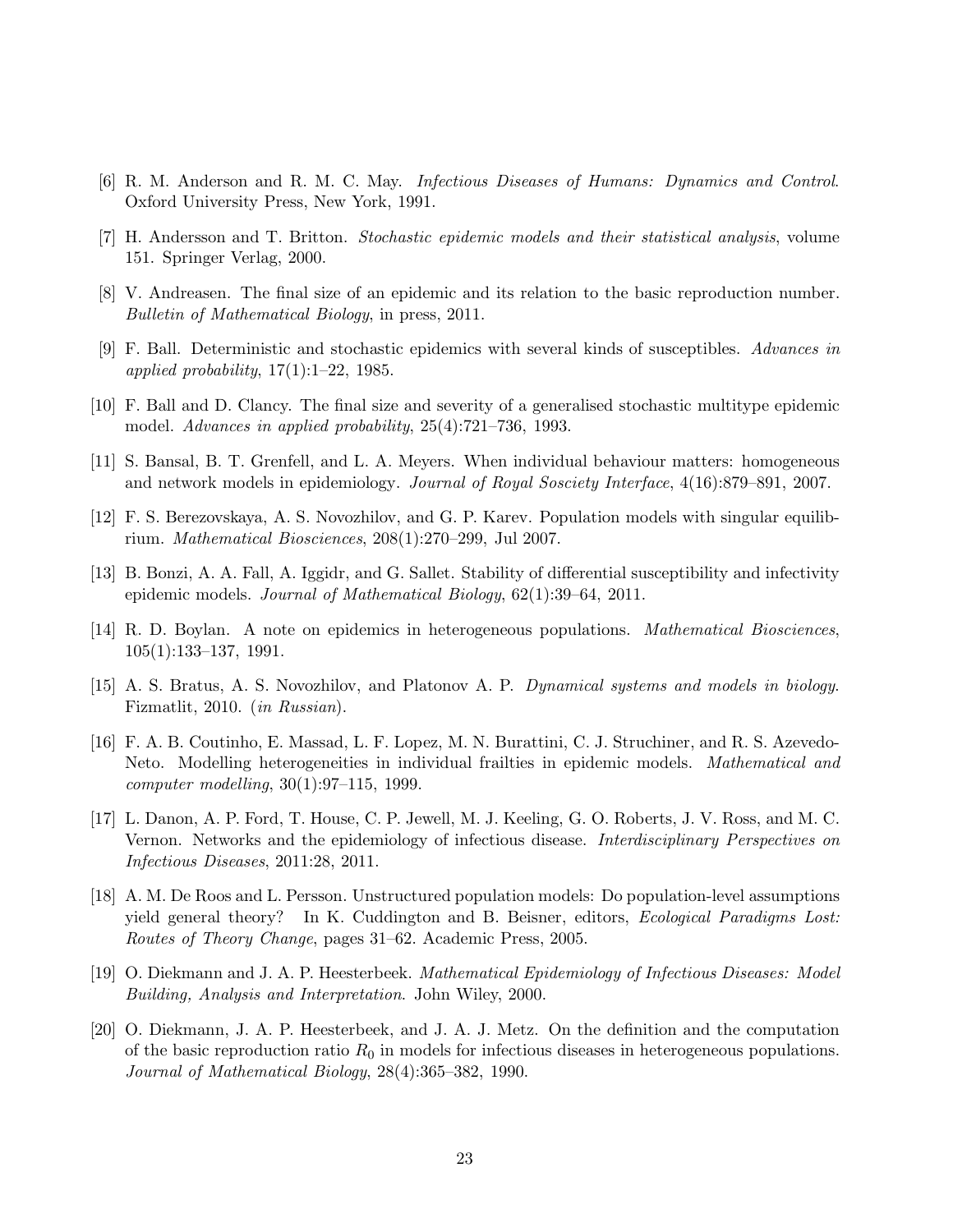[6] R. M. Anderson and R. M. C. May. *Infectious Diseases of Humans: Dynamics and Control*. Oxford University Press, New York, 1991.

[7] H. Andersson and T. Britton. *Stochastic epidemic models and their statistical analysis*, volume 151. Springer Verlag, 2000.

[8] V. Andreasen. The final size of an epidemic and its relation to the basic reproduction number. *Bulletin of Mathematical Biology*, in press, 2011.

[9] F. Ball. Deterministic and stochastic epidemics with several kinds of susceptibles. *Advances in applied probability*, 17(1):1–22, 1985.

[10] F. Ball and D. Clancy. The final size and severity of a generalised stochastic multitype epidemic model. *Advances in applied probability*, 25(4):721–736, 1993.

[11] S. Bansal, B. T. Grenfell, and L. A. Meyers. When individual behaviour matters: homogeneous and network models in epidemiology. *Journal of Royal Sosciety Interface*, 4(16):879–891, 2007.

[12] F. S. Berezovskaya, A. S. Novozhilov, and G. P. Karev. Population models with singular equilibrium. *Mathematical Biosciences*, 208(1):270–299, Jul 2007.

[13] B. Bonzi, A. A. Fall, A. Iggidr, and G. Sallet. Stability of differential susceptibility and infectivity epidemic models. *Journal of Mathematical Biology*, 62(1):39–64, 2011.

[14] R. D. Boylan. A note on epidemics in heterogeneous populations. *Mathematical Biosciences*, 105(1):133–137, 1991.

[15] A. S. Bratus, A. S. Novozhilov, and Platonov A. P. *Dynamical systems and models in biology*. Fizmatlit, 2010. (*in Russian*).

[16] F. A. B. Coutinho, E. Massad, L. F. Lopez, M. N. Burattini, C. J. Struchiner, and R. S. Azevedo-Neto. Modelling heterogeneities in individual frailties in epidemic models. *Mathematical and computer modelling*, 30(1):97–115, 1999.

[17] L. Danon, A. P. Ford, T. House, C. P. Jewell, M. J. Keeling, G. O. Roberts, J. V. Ross, and M. C. Vernon. Networks and the epidemiology of infectious disease. *Interdisciplinary Perspectives on Infectious Diseases*, 2011:28, 2011.

[18] A. M. De Roos and L. Persson. Unstructured population models: Do population-level assumptions yield general theory? In K. Cuddington and B. Beisner, editors, *Ecological Paradigms Lost: Routes of Theory Change*, pages 31–62. Academic Press, 2005.

[19] O. Diekmann and J. A. P. Heesterbeek. *Mathematical Epidemiology of Infectious Diseases: Model Building, Analysis and Interpretation*. John Wiley, 2000.

[20] O. Diekmann, J. A. P. Heesterbeek, and J. A. J. Metz. On the definition and the computation of the basic reproduction ratio $R_0$ in models for infectious diseases in heterogeneous populations. *Journal of Mathematical Biology*, 28(4):365–382, 1990.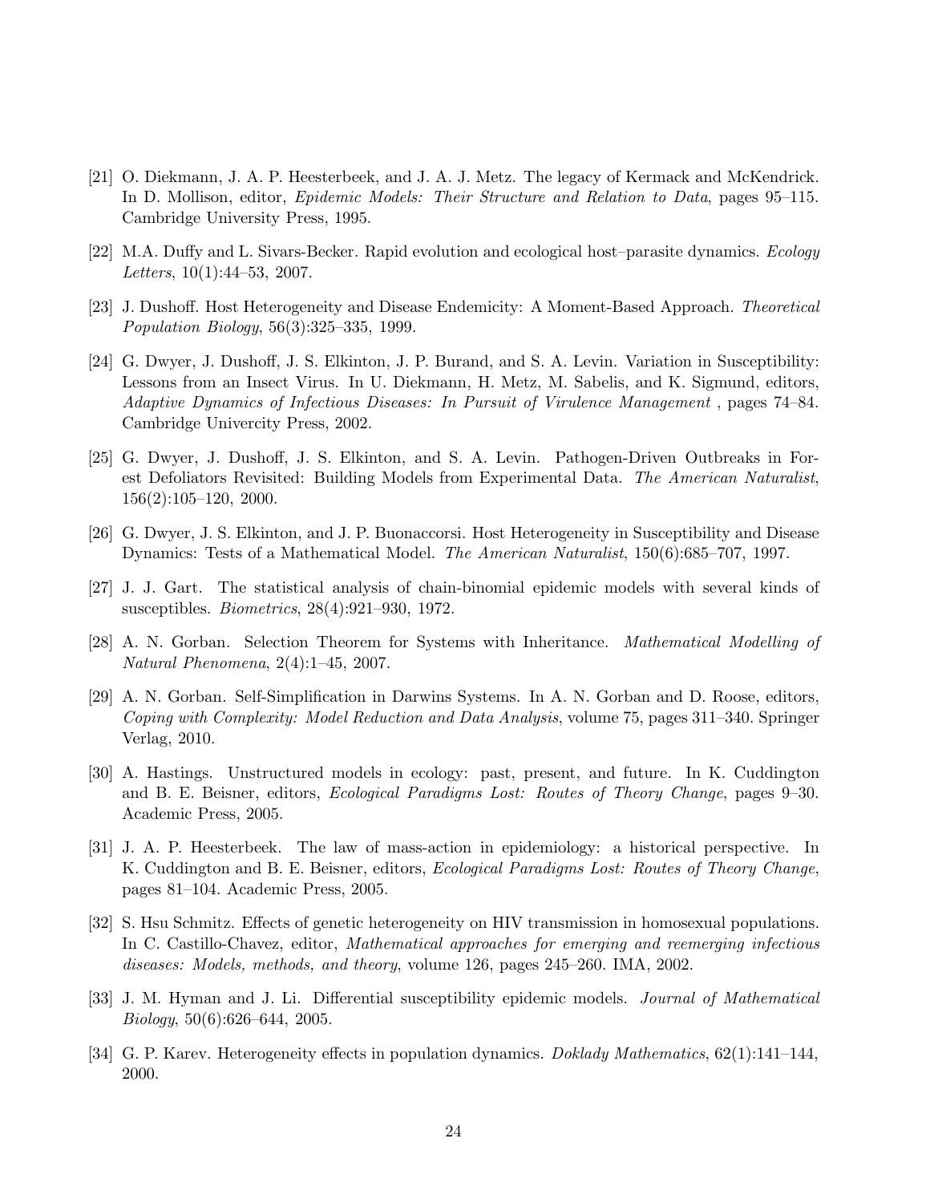[21] O. Diekmann, J. A. P. Heesterbeek, and J. A. J. Metz. The legacy of Kermack and McKendrick. In D. Mollison, editor, *Epidemic Models: Their Structure and Relation to Data*, pages 95–115. Cambridge University Press, 1995.

[22] M.A. Duffy and L. Sivars-Becker. Rapid evolution and ecological host–parasite dynamics. *Ecology Letters*, 10(1):44–53, 2007.

[23] J. Dushoff. Host Heterogeneity and Disease Endemicity: A Moment-Based Approach. *Theoretical Population Biology*, 56(3):325–335, 1999.

[24] G. Dwyer, J. Dushoff, J. S. Elkinton, J. P. Burand, and S. A. Levin. Variation in Susceptibility: Lessons from an Insect Virus. In U. Diekmann, H. Metz, M. Sabelis, and K. Sigmund, editors, *Adaptive Dynamics of Infectious Diseases: In Pursuit of Virulence Management* , pages 74–84. Cambridge Univercity Press, 2002.

[25] G. Dwyer, J. Dushoff, J. S. Elkinton, and S. A. Levin. Pathogen-Driven Outbreaks in Forest Defoliators Revisited: Building Models from Experimental Data. *The American Naturalist*, 156(2):105–120, 2000.

[26] G. Dwyer, J. S. Elkinton, and J. P. Buonaccorsi. Host Heterogeneity in Susceptibility and Disease Dynamics: Tests of a Mathematical Model. *The American Naturalist*, 150(6):685–707, 1997.

[27] J. J. Gart. The statistical analysis of chain-binomial epidemic models with several kinds of susceptibles. *Biometrics*, 28(4):921–930, 1972.

[28] A. N. Gorban. Selection Theorem for Systems with Inheritance. *Mathematical Modelling of Natural Phenomena*, 2(4):1–45, 2007.

[29] A. N. Gorban. Self-Simplification in Darwins Systems. In A. N. Gorban and D. Roose, editors, *Coping with Complexity: Model Reduction and Data Analysis*, volume 75, pages 311–340. Springer Verlag, 2010.

[30] A. Hastings. Unstructured models in ecology: past, present, and future. In K. Cuddington and B. E. Beisner, editors, *Ecological Paradigms Lost: Routes of Theory Change*, pages 9–30. Academic Press, 2005.

[31] J. A. P. Heesterbeek. The law of mass-action in epidemiology: a historical perspective. In K. Cuddington and B. E. Beisner, editors, *Ecological Paradigms Lost: Routes of Theory Change*, pages 81–104. Academic Press, 2005.

[32] S. Hsu Schmitz. Effects of genetic heterogeneity on HIV transmission in homosexual populations. In C. Castillo-Chavez, editor, *Mathematical approaches for emerging and reemerging infectious diseases: Models, methods, and theory*, volume 126, pages 245–260. IMA, 2002.

[33] J. M. Hyman and J. Li. Differential susceptibility epidemic models. *Journal of Mathematical Biology*, 50(6):626–644, 2005.

[34] G. P. Karev. Heterogeneity effects in population dynamics. *Doklady Mathematics*, 62(1):141–144, 2000.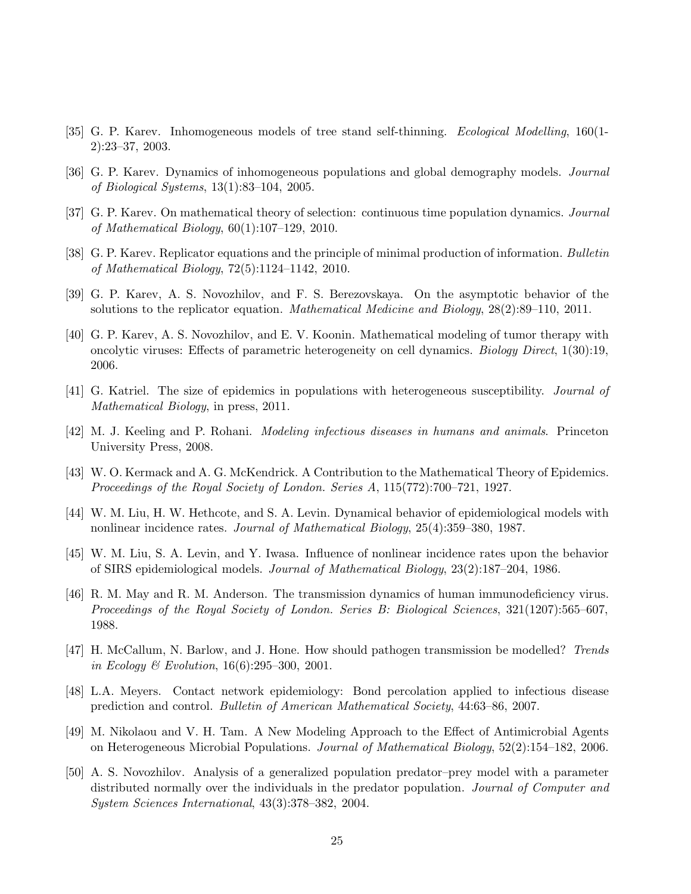[35] G. P. Karev. Inhomogeneous models of tree stand self-thinning. *Ecological Modelling*, 160(1-2):23–37, 2003.

[36] G. P. Karev. Dynamics of inhomogeneous populations and global demography models. *Journal of Biological Systems*, 13(1):83–104, 2005.

[37] G. P. Karev. On mathematical theory of selection: continuous time population dynamics. *Journal of Mathematical Biology*, 60(1):107–129, 2010.

[38] G. P. Karev. Replicator equations and the principle of minimal production of information. *Bulletin of Mathematical Biology*, 72(5):1124–1142, 2010.

[39] G. P. Karev, A. S. Novozhilov, and F. S. Berezovskaya. On the asymptotic behavior of the solutions to the replicator equation. *Mathematical Medicine and Biology*, 28(2):89–110, 2011.

[40] G. P. Karev, A. S. Novozhilov, and E. V. Koonin. Mathematical modeling of tumor therapy with oncolytic viruses: Effects of parametric heterogeneity on cell dynamics. *Biology Direct*, 1(30):19, 2006.

[41] G. Katriel. The size of epidemics in populations with heterogeneous susceptibility. *Journal of Mathematical Biology*, in press, 2011.

[42] M. J. Keeling and P. Rohani. *Modeling infectious diseases in humans and animals*. Princeton University Press, 2008.

[43] W. O. Kermack and A. G. McKendrick. A Contribution to the Mathematical Theory of Epidemics. *Proceedings of the Royal Society of London. Series A*, 115(772):700–721, 1927.

[44] W. M. Liu, H. W. Hethcote, and S. A. Levin. Dynamical behavior of epidemiological models with nonlinear incidence rates. *Journal of Mathematical Biology*, 25(4):359–380, 1987.

[45] W. M. Liu, S. A. Levin, and Y. Iwasa. Influence of nonlinear incidence rates upon the behavior of SIRS epidemiological models. *Journal of Mathematical Biology*, 23(2):187–204, 1986.

[46] R. M. May and R. M. Anderson. The transmission dynamics of human immunodeficiency virus. *Proceedings of the Royal Society of London. Series B: Biological Sciences*, 321(1207):565–607, 1988.

[47] H. McCallum, N. Barlow, and J. Hone. How should pathogen transmission be modelled? *Trends in Ecology & Evolution*, 16(6):295–300, 2001.

[48] L.A. Meyers. Contact network epidemiology: Bond percolation applied to infectious disease prediction and control. *Bulletin of American Mathematical Society*, 44:63–86, 2007.

[49] M. Nikolaou and V. H. Tam. A New Modeling Approach to the Effect of Antimicrobial Agents on Heterogeneous Microbial Populations. *Journal of Mathematical Biology*, 52(2):154–182, 2006.

[50] A. S. Novozhilov. Analysis of a generalized population predator–prey model with a parameter distributed normally over the individuals in the predator population. *Journal of Computer and System Sciences International*, 43(3):378–382, 2004.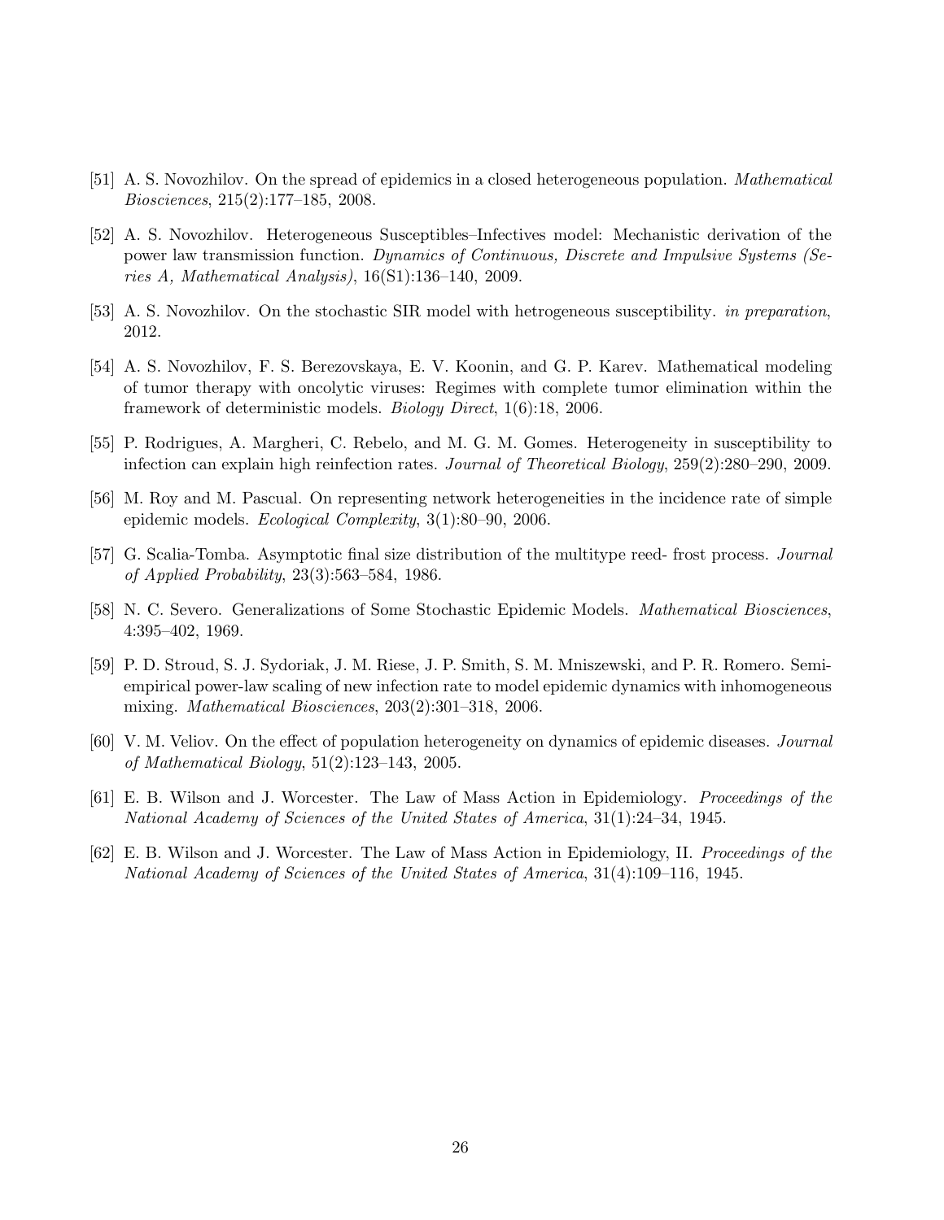[51] A. S. Novozhilov. On the spread of epidemics in a closed heterogeneous population. *Mathematical Biosciences*, 215(2):177–185, 2008.

[52] A. S. Novozhilov. Heterogeneous Susceptibles–Infectives model: Mechanistic derivation of the power law transmission function. *Dynamics of Continuous, Discrete and Impulsive Systems (Series A, Mathematical Analysis)*, 16(S1):136–140, 2009.

[53] A. S. Novozhilov. On the stochastic SIR model with hetrogeneous susceptibility. *in preparation*, 2012.

[54] A. S. Novozhilov, F. S. Berezovskaya, E. V. Koonin, and G. P. Karev. Mathematical modeling of tumor therapy with oncolytic viruses: Regimes with complete tumor elimination within the framework of deterministic models. *Biology Direct*, 1(6):18, 2006.

[55] P. Rodrigues, A. Margheri, C. Rebelo, and M. G. M. Gomes. Heterogeneity in susceptibility to infection can explain high reinfection rates. *Journal of Theoretical Biology*, 259(2):280–290, 2009.

[56] M. Roy and M. Pascual. On representing network heterogeneities in the incidence rate of simple epidemic models. *Ecological Complexity*, 3(1):80–90, 2006.

[57] G. Scalia-Tomba. Asymptotic final size distribution of the multitype reed- frost process. *Journal of Applied Probability*, 23(3):563–584, 1986.

[58] N. C. Severo. Generalizations of Some Stochastic Epidemic Models. *Mathematical Biosciences*, 4:395–402, 1969.

[59] P. D. Stroud, S. J. Sydoriak, J. M. Riese, J. P. Smith, S. M. Mniszewski, and P. R. Romero. Semi-empirical power-law scaling of new infection rate to model epidemic dynamics with inhomogeneous mixing. *Mathematical Biosciences*, 203(2):301–318, 2006.

[60] V. M. Veliov. On the effect of population heterogeneity on dynamics of epidemic diseases. *Journal of Mathematical Biology*, 51(2):123–143, 2005.

[61] E. B. Wilson and J. Worcester. The Law of Mass Action in Epidemiology. *Proceedings of the National Academy of Sciences of the United States of America*, 31(1):24–34, 1945.

[62] E. B. Wilson and J. Worcester. The Law of Mass Action in Epidemiology, II. *Proceedings of the National Academy of Sciences of the United States of America*, 31(4):109–116, 1945.